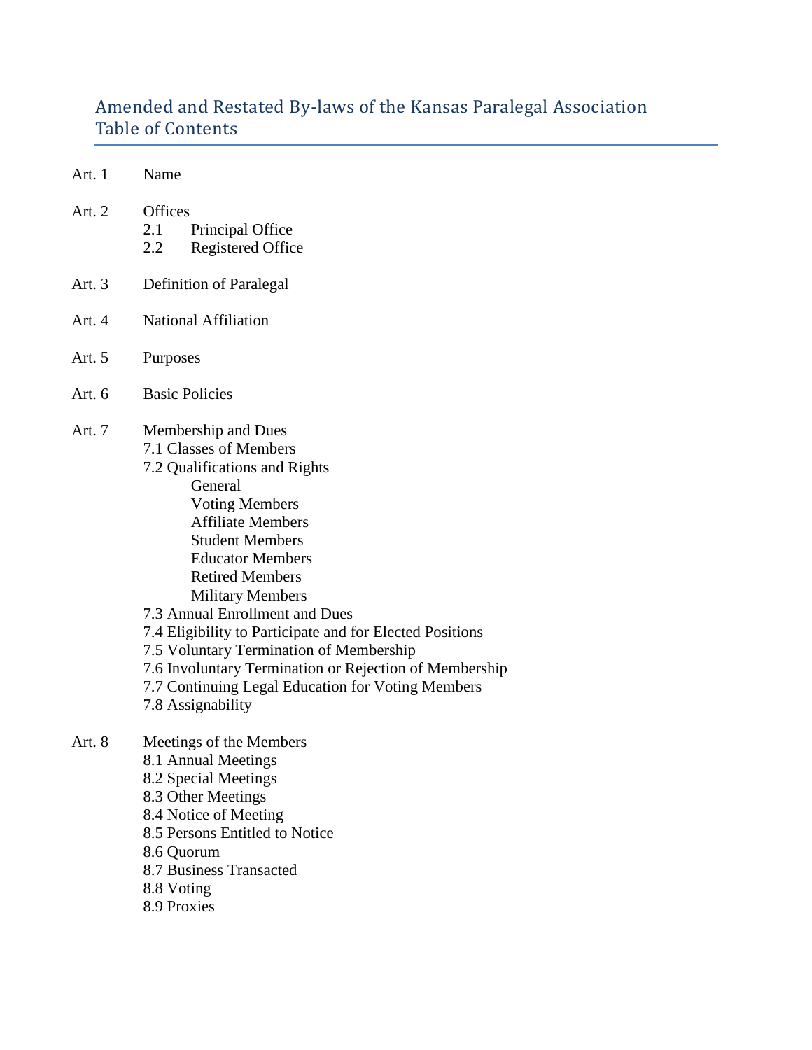# Amended and Restated By-laws of the Kansas Paralegal Association
## Table of Contents

Art. 1 Name

Art. 2 Offices
- 2.1 Principal Office
- 2.2 Registered Office

Art. 3 Definition of Paralegal

Art. 4 National Affiliation

Art. 5 Purposes

Art. 6 Basic Policies

Art. 7 Membership and Dues
- 7.1 Classes of Members
- 7.2 Qualifications and Rights
  - General
  - Voting Members
  - Affiliate Members
  - Student Members
  - Educator Members
  - Retired Members
  - Military Members
- 7.3 Annual Enrollment and Dues
- 7.4 Eligibility to Participate and for Elected Positions
- 7.5 Voluntary Termination of Membership
- 7.6 Involuntary Termination or Rejection of Membership
- 7.7 Continuing Legal Education for Voting Members
- 7.8 Assignability

Art. 8 Meetings of the Members
- 8.1 Annual Meetings
- 8.2 Special Meetings
- 8.3 Other Meetings
- 8.4 Notice of Meeting
- 8.5 Persons Entitled to Notice
- 8.6 Quorum
- 8.7 Business Transacted
- 8.8 Voting
- 8.9 Proxies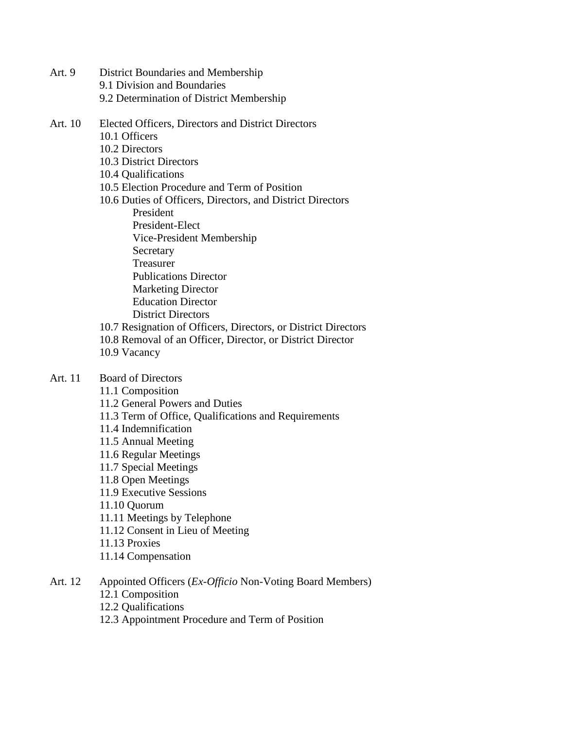Art. 9 District Boundaries and Membership
- 9.1 Division and Boundaries
- 9.2 Determination of District Membership

Art. 10 Elected Officers, Directors and District Directors
- 10.1 Officers
- 10.2 Directors
- 10.3 District Directors
- 10.4 Qualifications
- 10.5 Election Procedure and Term of Position
- 10.6 Duties of Officers, Directors, and District Directors
  - President
  - President-Elect
  - Vice-President Membership
  - Secretary
  - Treasurer
  - Publications Director
  - Marketing Director
  - Education Director
  - District Directors
- 10.7 Resignation of Officers, Directors, or District Directors
- 10.8 Removal of an Officer, Director, or District Director
- 10.9 Vacancy

Art. 11 Board of Directors
- 11.1 Composition
- 11.2 General Powers and Duties
- 11.3 Term of Office, Qualifications and Requirements
- 11.4 Indemnification
- 11.5 Annual Meeting
- 11.6 Regular Meetings
- 11.7 Special Meetings
- 11.8 Open Meetings
- 11.9 Executive Sessions
- 11.10 Quorum
- 11.11 Meetings by Telephone
- 11.12 Consent in Lieu of Meeting
- 11.13 Proxies
- 11.14 Compensation

Art. 12 Appointed Officers (*Ex-Officio* Non-Voting Board Members)
- 12.1 Composition
- 12.2 Qualifications
- 12.3 Appointment Procedure and Term of Position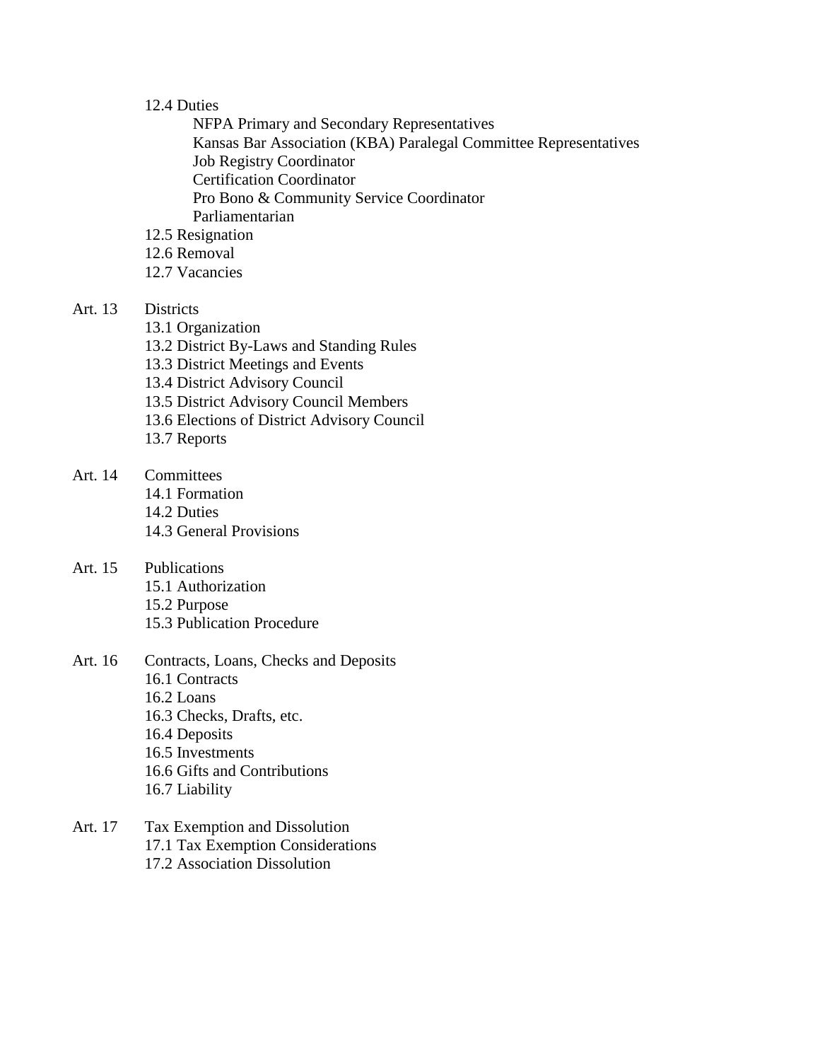12.4 Duties
- NFPA Primary and Secondary Representatives
- Kansas Bar Association (KBA) Paralegal Committee Representatives
- Job Registry Coordinator
- Certification Coordinator
- Pro Bono & Community Service Coordinator
- Parliamentarian

12.5 Resignation
12.6 Removal
12.7 Vacancies

Art. 13 Districts
- 13.1 Organization
- 13.2 District By-Laws and Standing Rules
- 13.3 District Meetings and Events
- 13.4 District Advisory Council
- 13.5 District Advisory Council Members
- 13.6 Elections of District Advisory Council
- 13.7 Reports

Art. 14 Committees
- 14.1 Formation
- 14.2 Duties
- 14.3 General Provisions

Art. 15 Publications
- 15.1 Authorization
- 15.2 Purpose
- 15.3 Publication Procedure

Art. 16 Contracts, Loans, Checks and Deposits
- 16.1 Contracts
- 16.2 Loans
- 16.3 Checks, Drafts, etc.
- 16.4 Deposits
- 16.5 Investments
- 16.6 Gifts and Contributions
- 16.7 Liability

Art. 17 Tax Exemption and Dissolution
- 17.1 Tax Exemption Considerations
- 17.2 Association Dissolution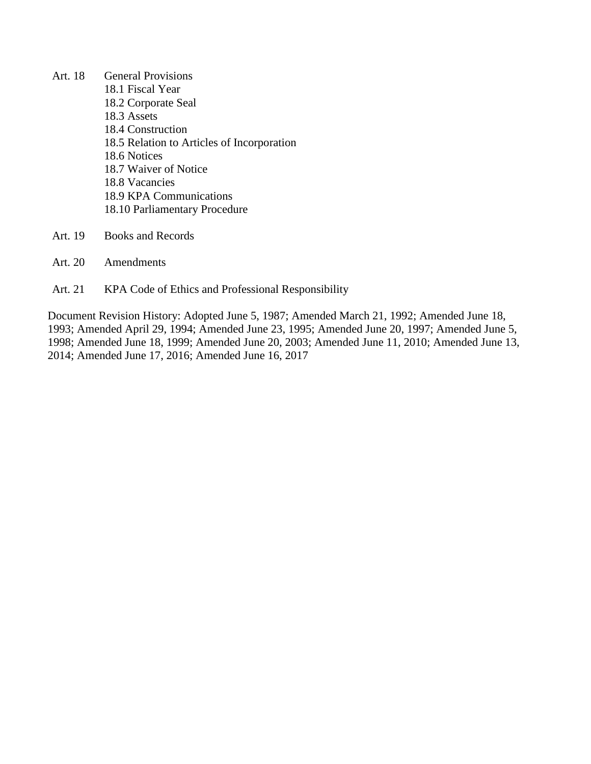Art. 18 General Provisions

- 18.1 Fiscal Year
- 18.2 Corporate Seal
- 18.3 Assets
- 18.4 Construction
- 18.5 Relation to Articles of Incorporation
- 18.6 Notices
- 18.7 Waiver of Notice
- 18.8 Vacancies
- 18.9 KPA Communications
- 18.10 Parliamentary Procedure

Art. 19 Books and Records

Art. 20 Amendments

Art. 21 KPA Code of Ethics and Professional Responsibility

Document Revision History: Adopted June 5, 1987; Amended March 21, 1992; Amended June 18, 1993; Amended April 29, 1994; Amended June 23, 1995; Amended June 20, 1997; Amended June 5, 1998; Amended June 18, 1999; Amended June 20, 2003; Amended June 11, 2010; Amended June 13, 2014; Amended June 17, 2016; Amended June 16, 2017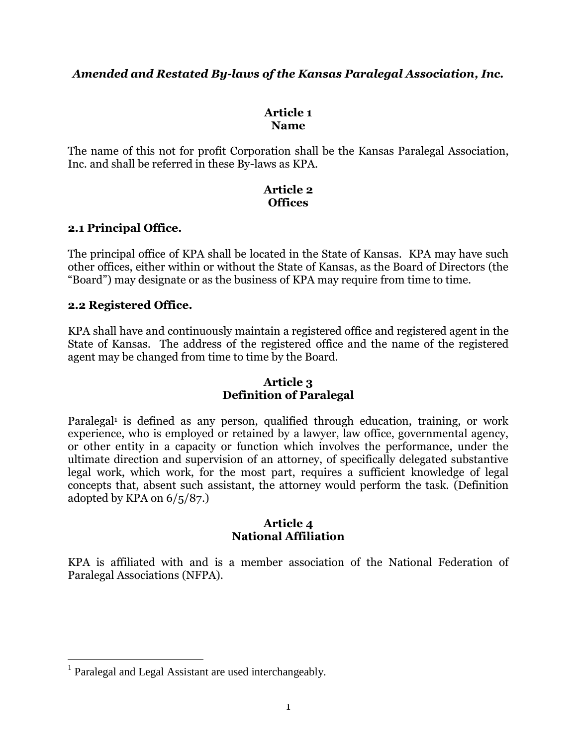***Amended and Restated By-laws of the Kansas Paralegal Association, Inc.***

## Article 1
## Name

The name of this not for profit Corporation shall be the Kansas Paralegal Association, Inc. and shall be referred in these By-laws as KPA.

## Article 2
## Offices

### 2.1 Principal Office.

The principal office of KPA shall be located in the State of Kansas. KPA may have such other offices, either within or without the State of Kansas, as the Board of Directors (the "Board") may designate or as the business of KPA may require from time to time.

### 2.2 Registered Office.

KPA shall have and continuously maintain a registered office and registered agent in the State of Kansas. The address of the registered office and the name of the registered agent may be changed from time to time by the Board.

## Article 3
## Definition of Paralegal

Paralegal[1] is defined as any person, qualified through education, training, or work experience, who is employed or retained by a lawyer, law office, governmental agency, or other entity in a capacity or function which involves the performance, under the ultimate direction and supervision of an attorney, of specifically delegated substantive legal work, which work, for the most part, requires a sufficient knowledge of legal concepts that, absent such assistant, the attorney would perform the task. (Definition adopted by KPA on 6/5/87.)

## Article 4
## National Affiliation

KPA is affiliated with and is a member association of the National Federation of Paralegal Associations (NFPA).

---

[1] Paralegal and Legal Assistant are used interchangeably.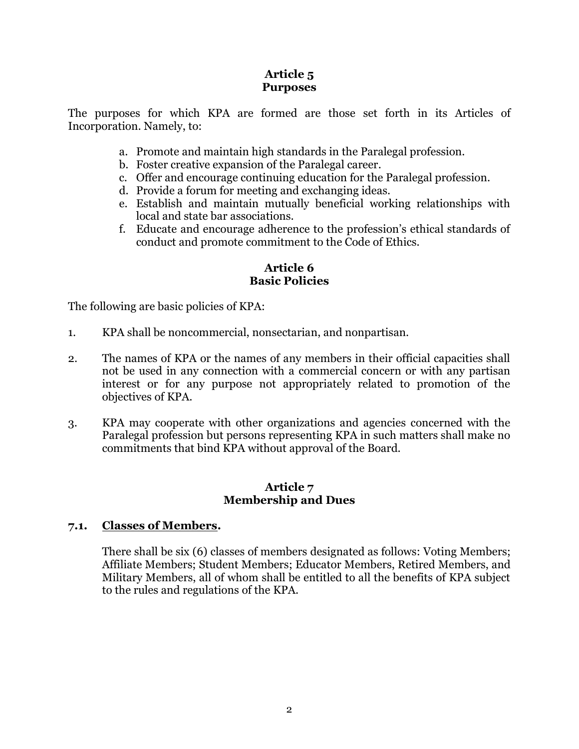## Article 5
## Purposes

The purposes for which KPA are formed are those set forth in its Articles of Incorporation. Namely, to:

a. Promote and maintain high standards in the Paralegal profession.
b. Foster creative expansion of the Paralegal career.
c. Offer and encourage continuing education for the Paralegal profession.
d. Provide a forum for meeting and exchanging ideas.
e. Establish and maintain mutually beneficial working relationships with local and state bar associations.
f. Educate and encourage adherence to the profession's ethical standards of conduct and promote commitment to the Code of Ethics.

## Article 6
## Basic Policies

The following are basic policies of KPA:

1. KPA shall be noncommercial, nonsectarian, and nonpartisan.

2. The names of KPA or the names of any members in their official capacities shall not be used in any connection with a commercial concern or with any partisan interest or for any purpose not appropriately related to promotion of the objectives of KPA.

3. KPA may cooperate with other organizations and agencies concerned with the Paralegal profession but persons representing KPA in such matters shall make no commitments that bind KPA without approval of the Board.

## Article 7
## Membership and Dues

### 7.1. Classes of Members.

There shall be six (6) classes of members designated as follows: Voting Members; Affiliate Members; Student Members; Educator Members, Retired Members, and Military Members, all of whom shall be entitled to all the benefits of KPA subject to the rules and regulations of the KPA.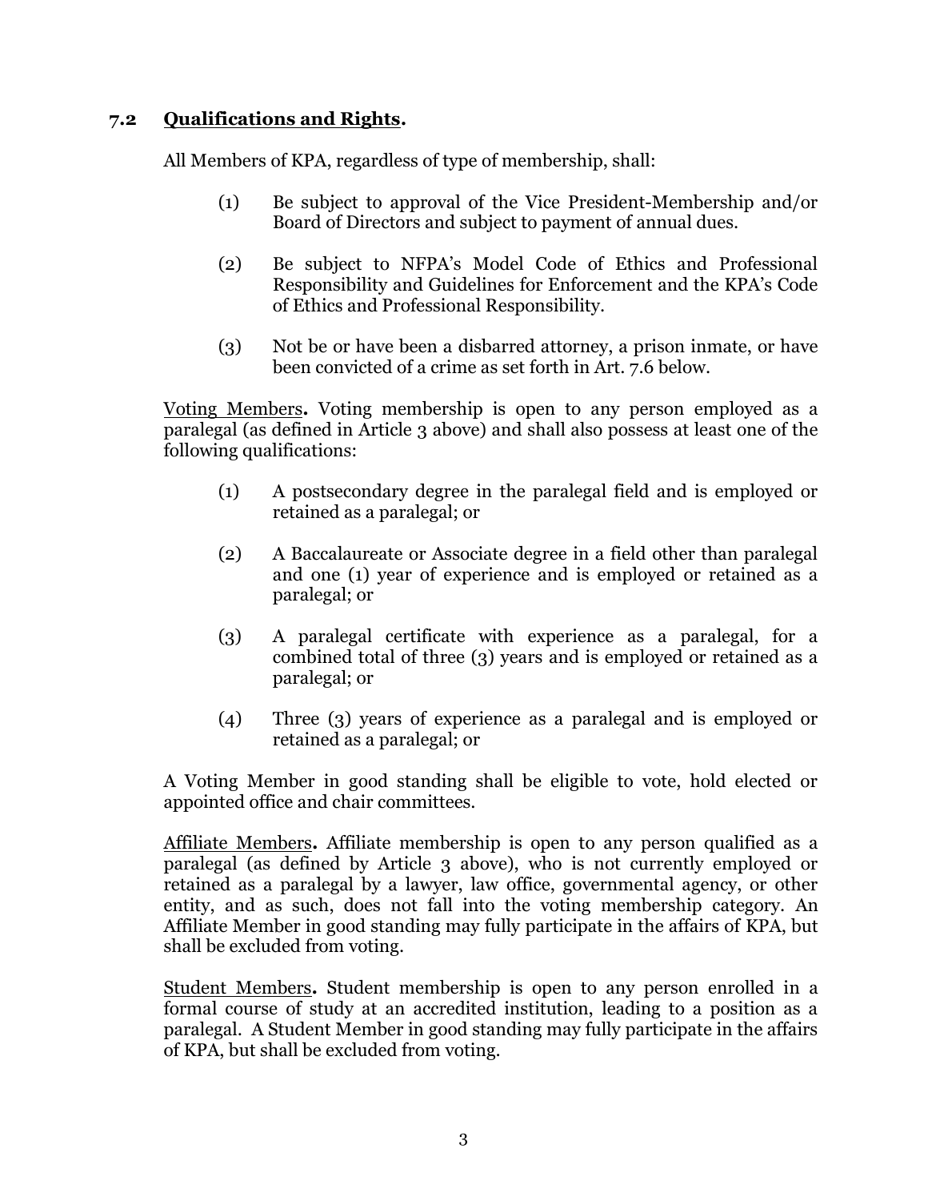### 7.2 **Qualifications and Rights.**

All Members of KPA, regardless of type of membership, shall:

(1) Be subject to approval of the Vice President-Membership and/or Board of Directors and subject to payment of annual dues.

(2) Be subject to NFPA's Model Code of Ethics and Professional Responsibility and Guidelines for Enforcement and the KPA's Code of Ethics and Professional Responsibility.

(3) Not be or have been a disbarred attorney, a prison inmate, or have been convicted of a crime as set forth in Art. 7.6 below.

Voting Members**.** Voting membership is open to any person employed as a paralegal (as defined in Article 3 above) and shall also possess at least one of the following qualifications:

(1) A postsecondary degree in the paralegal field and is employed or retained as a paralegal; or

(2) A Baccalaureate or Associate degree in a field other than paralegal and one (1) year of experience and is employed or retained as a paralegal; or

(3) A paralegal certificate with experience as a paralegal, for a combined total of three (3) years and is employed or retained as a paralegal; or

(4) Three (3) years of experience as a paralegal and is employed or retained as a paralegal; or

A Voting Member in good standing shall be eligible to vote, hold elected or appointed office and chair committees.

Affiliate Members**.** Affiliate membership is open to any person qualified as a paralegal (as defined by Article 3 above), who is not currently employed or retained as a paralegal by a lawyer, law office, governmental agency, or other entity, and as such, does not fall into the voting membership category. An Affiliate Member in good standing may fully participate in the affairs of KPA, but shall be excluded from voting.

Student Members**.** Student membership is open to any person enrolled in a formal course of study at an accredited institution, leading to a position as a paralegal. A Student Member in good standing may fully participate in the affairs of KPA, but shall be excluded from voting.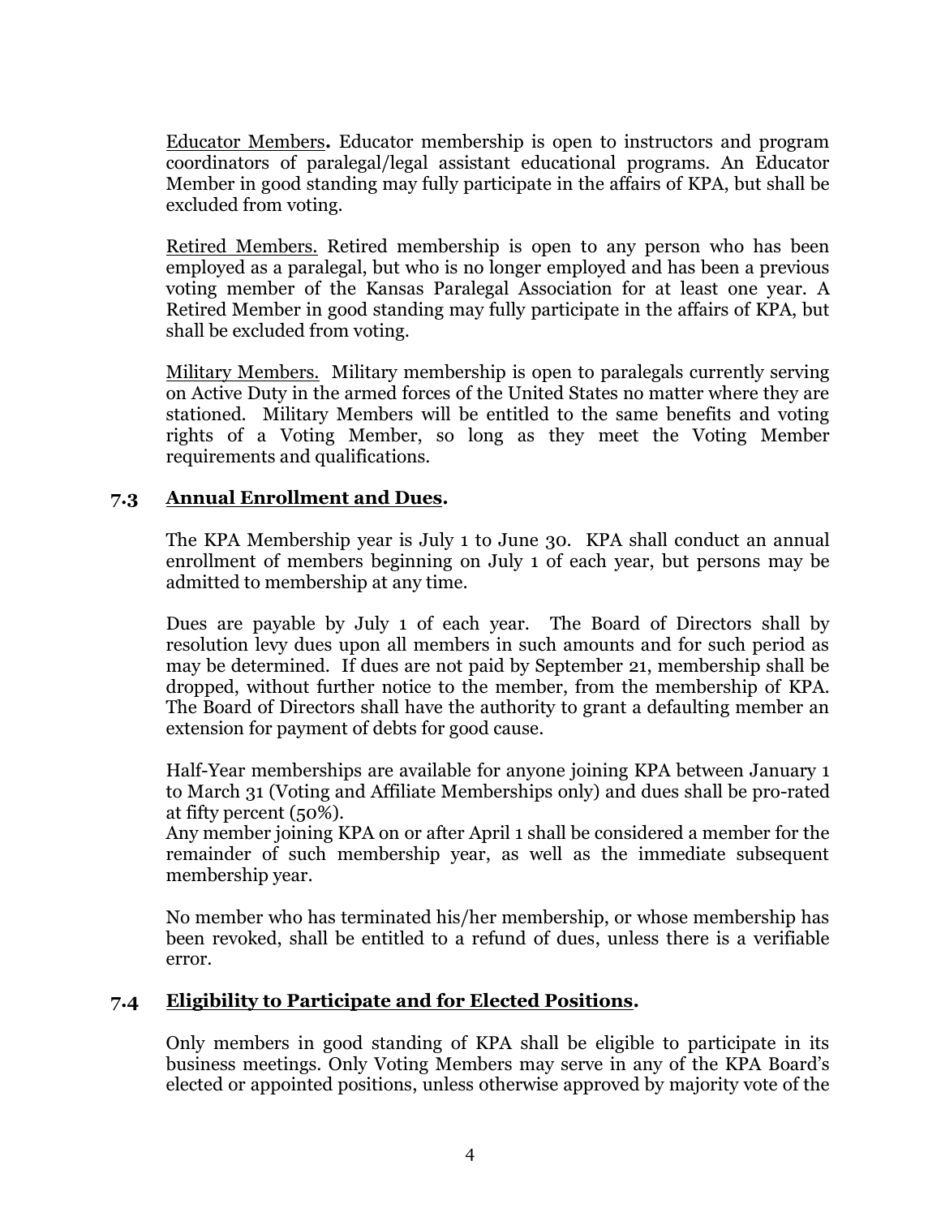Educator Members**.** Educator membership is open to instructors and program coordinators of paralegal/legal assistant educational programs. An Educator Member in good standing may fully participate in the affairs of KPA, but shall be excluded from voting.

Retired Members. Retired membership is open to any person who has been employed as a paralegal, but who is no longer employed and has been a previous voting member of the Kansas Paralegal Association for at least one year. A Retired Member in good standing may fully participate in the affairs of KPA, but shall be excluded from voting.

Military Members. Military membership is open to paralegals currently serving on Active Duty in the armed forces of the United States no matter where they are stationed. Military Members will be entitled to the same benefits and voting rights of a Voting Member, so long as they meet the Voting Member requirements and qualifications.

### 7.3 Annual Enrollment and Dues.

The KPA Membership year is July 1 to June 30. KPA shall conduct an annual enrollment of members beginning on July 1 of each year, but persons may be admitted to membership at any time.

Dues are payable by July 1 of each year. The Board of Directors shall by resolution levy dues upon all members in such amounts and for such period as may be determined. If dues are not paid by September 21, membership shall be dropped, without further notice to the member, from the membership of KPA. The Board of Directors shall have the authority to grant a defaulting member an extension for payment of debts for good cause.

Half-Year memberships are available for anyone joining KPA between January 1 to March 31 (Voting and Affiliate Memberships only) and dues shall be pro-rated at fifty percent (50%).
Any member joining KPA on or after April 1 shall be considered a member for the remainder of such membership year, as well as the immediate subsequent membership year.

No member who has terminated his/her membership, or whose membership has been revoked, shall be entitled to a refund of dues, unless there is a verifiable error.

### 7.4 Eligibility to Participate and for Elected Positions.

Only members in good standing of KPA shall be eligible to participate in its business meetings. Only Voting Members may serve in any of the KPA Board's elected or appointed positions, unless otherwise approved by majority vote of the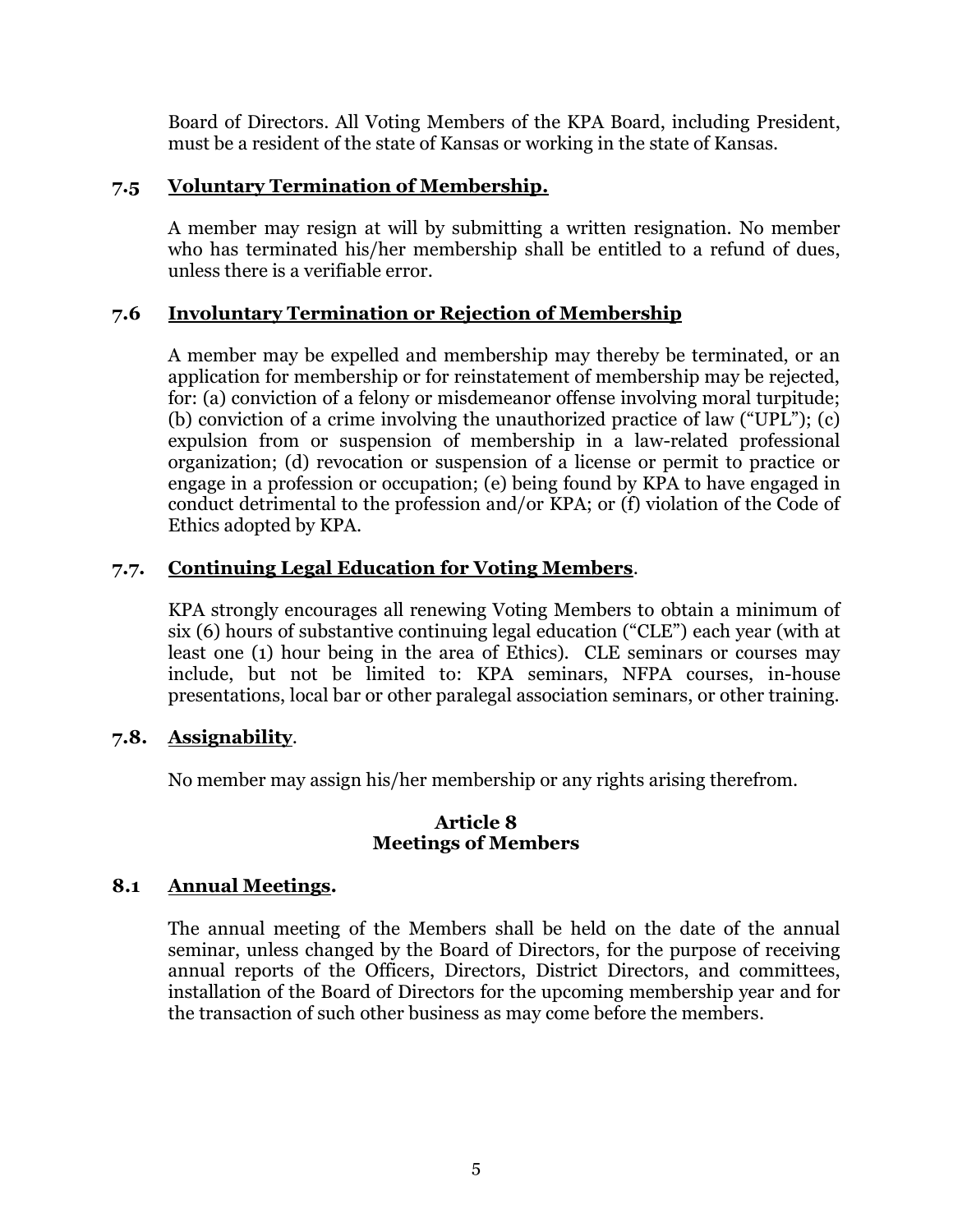Board of Directors. All Voting Members of the KPA Board, including President, must be a resident of the state of Kansas or working in the state of Kansas.

### 7.5 **Voluntary Termination of Membership.**

A member may resign at will by submitting a written resignation. No member who has terminated his/her membership shall be entitled to a refund of dues, unless there is a verifiable error.

### 7.6 **Involuntary Termination or Rejection of Membership**

A member may be expelled and membership may thereby be terminated, or an application for membership or for reinstatement of membership may be rejected, for: (a) conviction of a felony or misdemeanor offense involving moral turpitude; (b) conviction of a crime involving the unauthorized practice of law ("UPL"); (c) expulsion from or suspension of membership in a law-related professional organization; (d) revocation or suspension of a license or permit to practice or engage in a profession or occupation; (e) being found by KPA to have engaged in conduct detrimental to the profession and/or KPA; or (f) violation of the Code of Ethics adopted by KPA.

### 7.7. **Continuing Legal Education for Voting Members**.

KPA strongly encourages all renewing Voting Members to obtain a minimum of six (6) hours of substantive continuing legal education ("CLE") each year (with at least one (1) hour being in the area of Ethics). CLE seminars or courses may include, but not be limited to: KPA seminars, NFPA courses, in-house presentations, local bar or other paralegal association seminars, or other training.

### 7.8. **Assignability**.

No member may assign his/her membership or any rights arising therefrom.

## Article 8
## Meetings of Members

### 8.1 **Annual Meetings.**

The annual meeting of the Members shall be held on the date of the annual seminar, unless changed by the Board of Directors, for the purpose of receiving annual reports of the Officers, Directors, District Directors, and committees, installation of the Board of Directors for the upcoming membership year and for the transaction of such other business as may come before the members.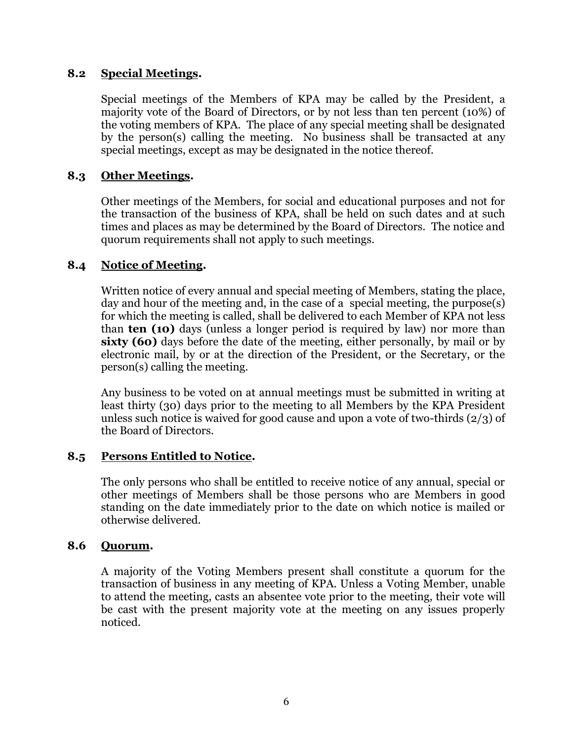### 8.2 Special Meetings.

Special meetings of the Members of KPA may be called by the President, a majority vote of the Board of Directors, or by not less than ten percent (10%) of the voting members of KPA. The place of any special meeting shall be designated by the person(s) calling the meeting. No business shall be transacted at any special meetings, except as may be designated in the notice thereof.

### 8.3 Other Meetings.

Other meetings of the Members, for social and educational purposes and not for the transaction of the business of KPA, shall be held on such dates and at such times and places as may be determined by the Board of Directors. The notice and quorum requirements shall not apply to such meetings.

### 8.4 Notice of Meeting.

Written notice of every annual and special meeting of Members, stating the place, day and hour of the meeting and, in the case of a special meeting, the purpose(s) for which the meeting is called, shall be delivered to each Member of KPA not less than **ten (10)** days (unless a longer period is required by law) nor more than **sixty (60)** days before the date of the meeting, either personally, by mail or by electronic mail, by or at the direction of the President, or the Secretary, or the person(s) calling the meeting.

Any business to be voted on at annual meetings must be submitted in writing at least thirty (30) days prior to the meeting to all Members by the KPA President unless such notice is waived for good cause and upon a vote of two-thirds (2/3) of the Board of Directors.

### 8.5 Persons Entitled to Notice.

The only persons who shall be entitled to receive notice of any annual, special or other meetings of Members shall be those persons who are Members in good standing on the date immediately prior to the date on which notice is mailed or otherwise delivered.

### 8.6 Quorum.

A majority of the Voting Members present shall constitute a quorum for the transaction of business in any meeting of KPA. Unless a Voting Member, unable to attend the meeting, casts an absentee vote prior to the meeting, their vote will be cast with the present majority vote at the meeting on any issues properly noticed.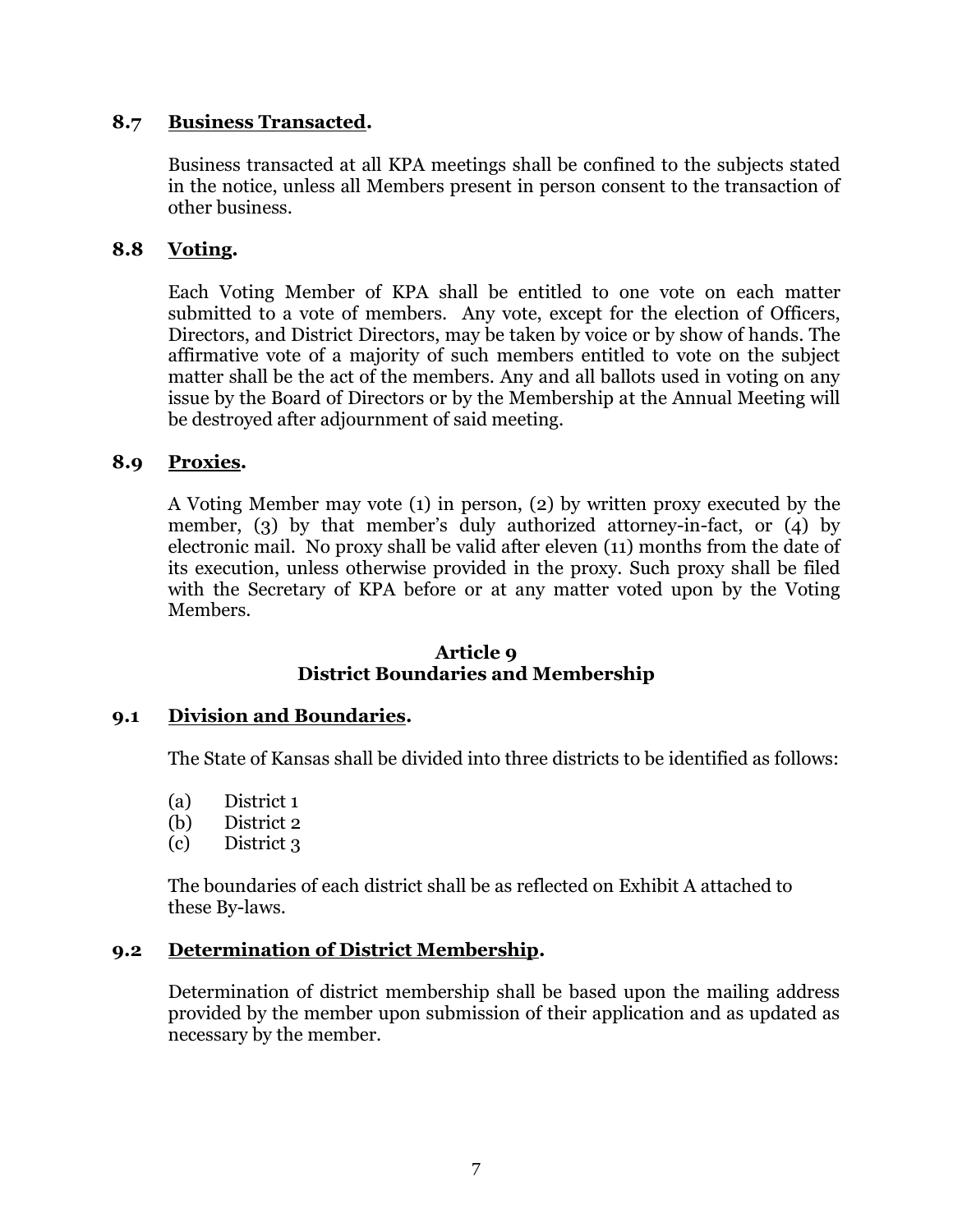### 8.7 Business Transacted.

Business transacted at all KPA meetings shall be confined to the subjects stated in the notice, unless all Members present in person consent to the transaction of other business.

### 8.8 Voting.

Each Voting Member of KPA shall be entitled to one vote on each matter submitted to a vote of members. Any vote, except for the election of Officers, Directors, and District Directors, may be taken by voice or by show of hands. The affirmative vote of a majority of such members entitled to vote on the subject matter shall be the act of the members. Any and all ballots used in voting on any issue by the Board of Directors or by the Membership at the Annual Meeting will be destroyed after adjournment of said meeting.

### 8.9 Proxies.

A Voting Member may vote (1) in person, (2) by written proxy executed by the member, (3) by that member's duly authorized attorney-in-fact, or (4) by electronic mail. No proxy shall be valid after eleven (11) months from the date of its execution, unless otherwise provided in the proxy. Such proxy shall be filed with the Secretary of KPA before or at any matter voted upon by the Voting Members.

## Article 9
## District Boundaries and Membership

### 9.1 Division and Boundaries.

The State of Kansas shall be divided into three districts to be identified as follows:

(a) District 1
(b) District 2
(c) District 3

The boundaries of each district shall be as reflected on Exhibit A attached to these By-laws.

### 9.2 Determination of District Membership.

Determination of district membership shall be based upon the mailing address provided by the member upon submission of their application and as updated as necessary by the member.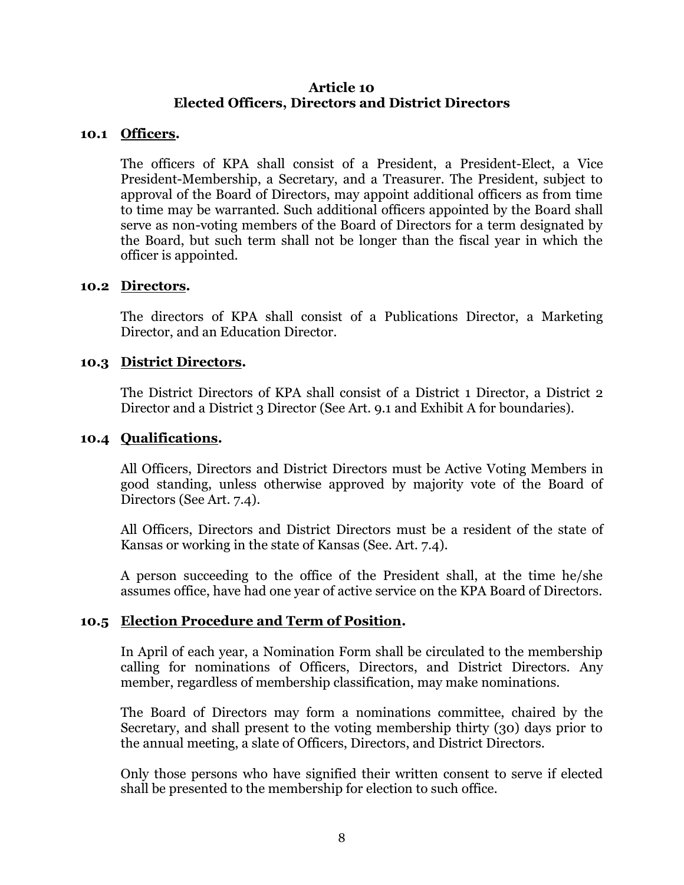## Article 10
## Elected Officers, Directors and District Directors

### 10.1 <u>Officers</u>.

The officers of KPA shall consist of a President, a President-Elect, a Vice President-Membership, a Secretary, and a Treasurer. The President, subject to approval of the Board of Directors, may appoint additional officers as from time to time may be warranted. Such additional officers appointed by the Board shall serve as non-voting members of the Board of Directors for a term designated by the Board, but such term shall not be longer than the fiscal year in which the officer is appointed.

### 10.2 <u>Directors</u>.

The directors of KPA shall consist of a Publications Director, a Marketing Director, and an Education Director.

### 10.3 <u>District Directors</u>.

The District Directors of KPA shall consist of a District 1 Director, a District 2 Director and a District 3 Director (See Art. 9.1 and Exhibit A for boundaries).

### 10.4 <u>Qualifications</u>.

All Officers, Directors and District Directors must be Active Voting Members in good standing, unless otherwise approved by majority vote of the Board of Directors (See Art. 7.4).

All Officers, Directors and District Directors must be a resident of the state of Kansas or working in the state of Kansas (See. Art. 7.4).

A person succeeding to the office of the President shall, at the time he/she assumes office, have had one year of active service on the KPA Board of Directors.

### 10.5 <u>Election Procedure and Term of Position</u>.

In April of each year, a Nomination Form shall be circulated to the membership calling for nominations of Officers, Directors, and District Directors. Any member, regardless of membership classification, may make nominations.

The Board of Directors may form a nominations committee, chaired by the Secretary, and shall present to the voting membership thirty (30) days prior to the annual meeting, a slate of Officers, Directors, and District Directors.

Only those persons who have signified their written consent to serve if elected shall be presented to the membership for election to such office.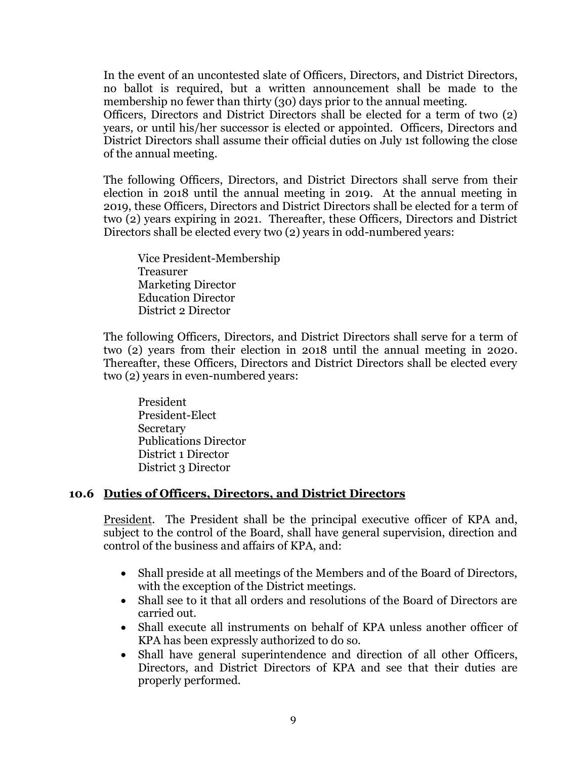In the event of an uncontested slate of Officers, Directors, and District Directors, no ballot is required, but a written announcement shall be made to the membership no fewer than thirty (30) days prior to the annual meeting.
Officers, Directors and District Directors shall be elected for a term of two (2) years, or until his/her successor is elected or appointed. Officers, Directors and District Directors shall assume their official duties on July 1st following the close of the annual meeting.

The following Officers, Directors, and District Directors shall serve from their election in 2018 until the annual meeting in 2019. At the annual meeting in 2019, these Officers, Directors and District Directors shall be elected for a term of two (2) years expiring in 2021. Thereafter, these Officers, Directors and District Directors shall be elected every two (2) years in odd-numbered years:

Vice President-Membership
Treasurer
Marketing Director
Education Director
District 2 Director

The following Officers, Directors, and District Directors shall serve for a term of two (2) years from their election in 2018 until the annual meeting in 2020. Thereafter, these Officers, Directors and District Directors shall be elected every two (2) years in even-numbered years:

President
President-Elect
Secretary
Publications Director
District 1 Director
District 3 Director

### 10.6 Duties of Officers, Directors, and District Directors

President. The President shall be the principal executive officer of KPA and, subject to the control of the Board, shall have general supervision, direction and control of the business and affairs of KPA, and:

- Shall preside at all meetings of the Members and of the Board of Directors, with the exception of the District meetings.
- Shall see to it that all orders and resolutions of the Board of Directors are carried out.
- Shall execute all instruments on behalf of KPA unless another officer of KPA has been expressly authorized to do so.
- Shall have general superintendence and direction of all other Officers, Directors, and District Directors of KPA and see that their duties are properly performed.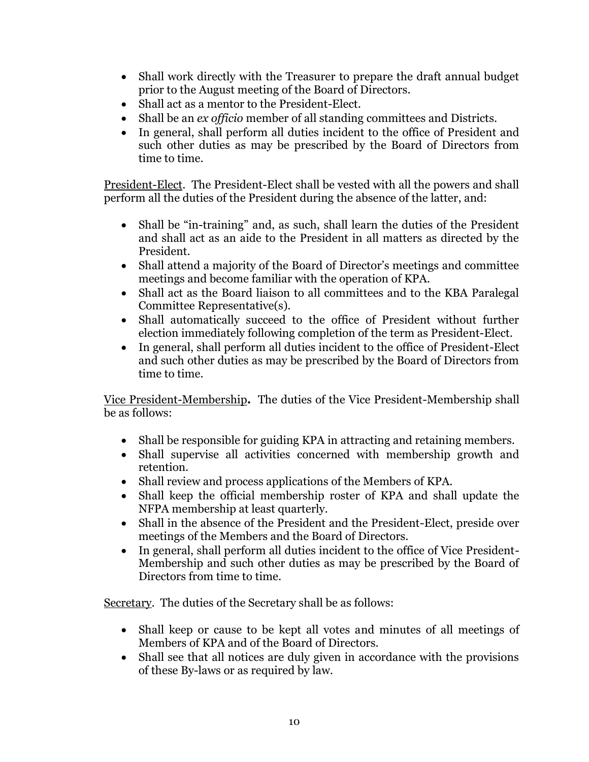- Shall work directly with the Treasurer to prepare the draft annual budget prior to the August meeting of the Board of Directors.
- Shall act as a mentor to the President-Elect.
- Shall be an *ex officio* member of all standing committees and Districts.
- In general, shall perform all duties incident to the office of President and such other duties as may be prescribed by the Board of Directors from time to time.

<u>President-Elect</u>. The President-Elect shall be vested with all the powers and shall perform all the duties of the President during the absence of the latter, and:

- Shall be "in-training" and, as such, shall learn the duties of the President and shall act as an aide to the President in all matters as directed by the President.
- Shall attend a majority of the Board of Director's meetings and committee meetings and become familiar with the operation of KPA.
- Shall act as the Board liaison to all committees and to the KBA Paralegal Committee Representative(s).
- Shall automatically succeed to the office of President without further election immediately following completion of the term as President-Elect.
- In general, shall perform all duties incident to the office of President-Elect and such other duties as may be prescribed by the Board of Directors from time to time.

<u>Vice President-Membership</u>**.** The duties of the Vice President-Membership shall be as follows:

- Shall be responsible for guiding KPA in attracting and retaining members.
- Shall supervise all activities concerned with membership growth and retention.
- Shall review and process applications of the Members of KPA.
- Shall keep the official membership roster of KPA and shall update the NFPA membership at least quarterly.
- Shall in the absence of the President and the President-Elect, preside over meetings of the Members and the Board of Directors.
- In general, shall perform all duties incident to the office of Vice President-Membership and such other duties as may be prescribed by the Board of Directors from time to time.

<u>Secretary</u>. The duties of the Secretary shall be as follows:

- Shall keep or cause to be kept all votes and minutes of all meetings of Members of KPA and of the Board of Directors.
- Shall see that all notices are duly given in accordance with the provisions of these By-laws or as required by law.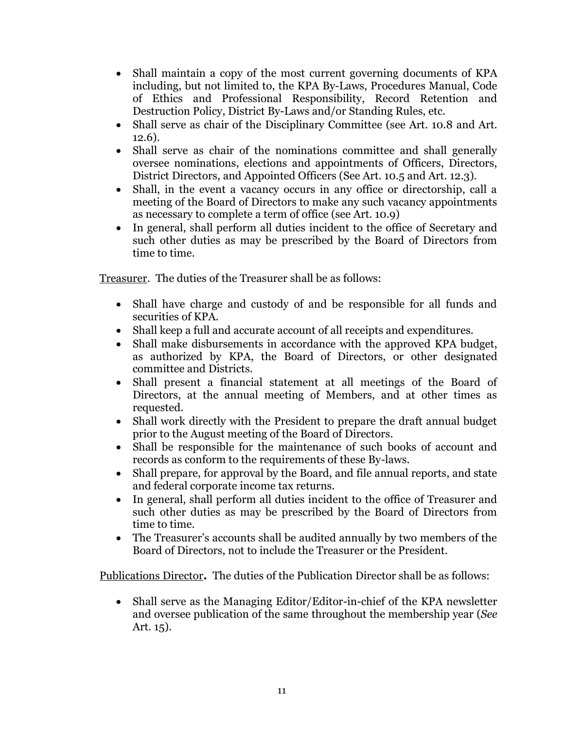- Shall maintain a copy of the most current governing documents of KPA including, but not limited to, the KPA By-Laws, Procedures Manual, Code of Ethics and Professional Responsibility, Record Retention and Destruction Policy, District By-Laws and/or Standing Rules, etc.
- Shall serve as chair of the Disciplinary Committee (see Art. 10.8 and Art. 12.6).
- Shall serve as chair of the nominations committee and shall generally oversee nominations, elections and appointments of Officers, Directors, District Directors, and Appointed Officers (See Art. 10.5 and Art. 12.3).
- Shall, in the event a vacancy occurs in any office or directorship, call a meeting of the Board of Directors to make any such vacancy appointments as necessary to complete a term of office (see Art. 10.9)
- In general, shall perform all duties incident to the office of Secretary and such other duties as may be prescribed by the Board of Directors from time to time.

Treasurer. The duties of the Treasurer shall be as follows:

- Shall have charge and custody of and be responsible for all funds and securities of KPA.
- Shall keep a full and accurate account of all receipts and expenditures.
- Shall make disbursements in accordance with the approved KPA budget, as authorized by KPA, the Board of Directors, or other designated committee and Districts.
- Shall present a financial statement at all meetings of the Board of Directors, at the annual meeting of Members, and at other times as requested.
- Shall work directly with the President to prepare the draft annual budget prior to the August meeting of the Board of Directors.
- Shall be responsible for the maintenance of such books of account and records as conform to the requirements of these By-laws.
- Shall prepare, for approval by the Board, and file annual reports, and state and federal corporate income tax returns.
- In general, shall perform all duties incident to the office of Treasurer and such other duties as may be prescribed by the Board of Directors from time to time.
- The Treasurer's accounts shall be audited annually by two members of the Board of Directors, not to include the Treasurer or the President.

Publications Director**.** The duties of the Publication Director shall be as follows:

- Shall serve as the Managing Editor/Editor-in-chief of the KPA newsletter and oversee publication of the same throughout the membership year (*See* Art. 15).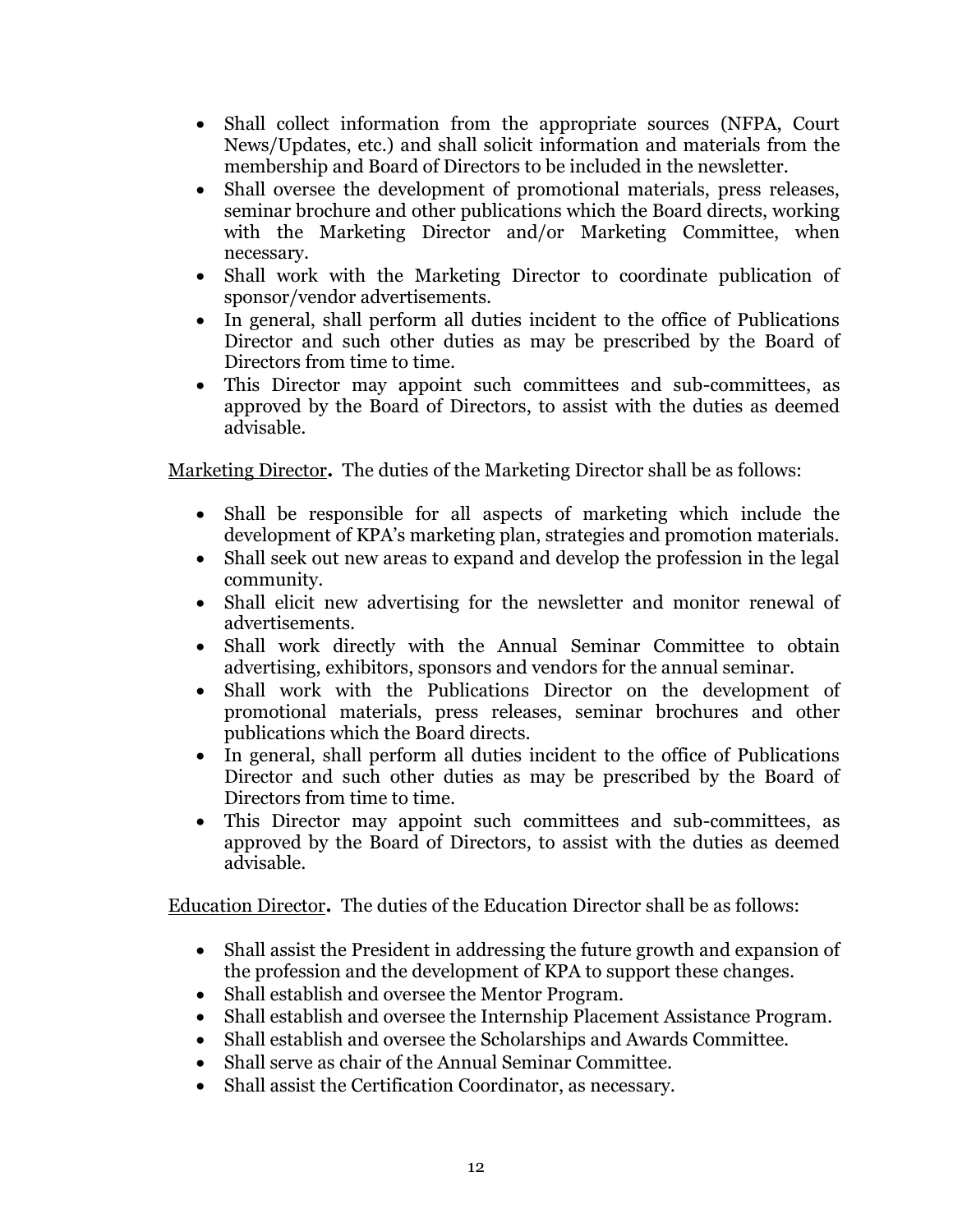- Shall collect information from the appropriate sources (NFPA, Court News/Updates, etc.) and shall solicit information and materials from the membership and Board of Directors to be included in the newsletter.
- Shall oversee the development of promotional materials, press releases, seminar brochure and other publications which the Board directs, working with the Marketing Director and/or Marketing Committee, when necessary.
- Shall work with the Marketing Director to coordinate publication of sponsor/vendor advertisements.
- In general, shall perform all duties incident to the office of Publications Director and such other duties as may be prescribed by the Board of Directors from time to time.
- This Director may appoint such committees and sub-committees, as approved by the Board of Directors, to assist with the duties as deemed advisable.

<u>Marketing Director</u>**.** The duties of the Marketing Director shall be as follows:

- Shall be responsible for all aspects of marketing which include the development of KPA's marketing plan, strategies and promotion materials.
- Shall seek out new areas to expand and develop the profession in the legal community.
- Shall elicit new advertising for the newsletter and monitor renewal of advertisements.
- Shall work directly with the Annual Seminar Committee to obtain advertising, exhibitors, sponsors and vendors for the annual seminar.
- Shall work with the Publications Director on the development of promotional materials, press releases, seminar brochures and other publications which the Board directs.
- In general, shall perform all duties incident to the office of Publications Director and such other duties as may be prescribed by the Board of Directors from time to time.
- This Director may appoint such committees and sub-committees, as approved by the Board of Directors, to assist with the duties as deemed advisable.

<u>Education Director</u>**.** The duties of the Education Director shall be as follows:

- Shall assist the President in addressing the future growth and expansion of the profession and the development of KPA to support these changes.
- Shall establish and oversee the Mentor Program.
- Shall establish and oversee the Internship Placement Assistance Program.
- Shall establish and oversee the Scholarships and Awards Committee.
- Shall serve as chair of the Annual Seminar Committee.
- Shall assist the Certification Coordinator, as necessary.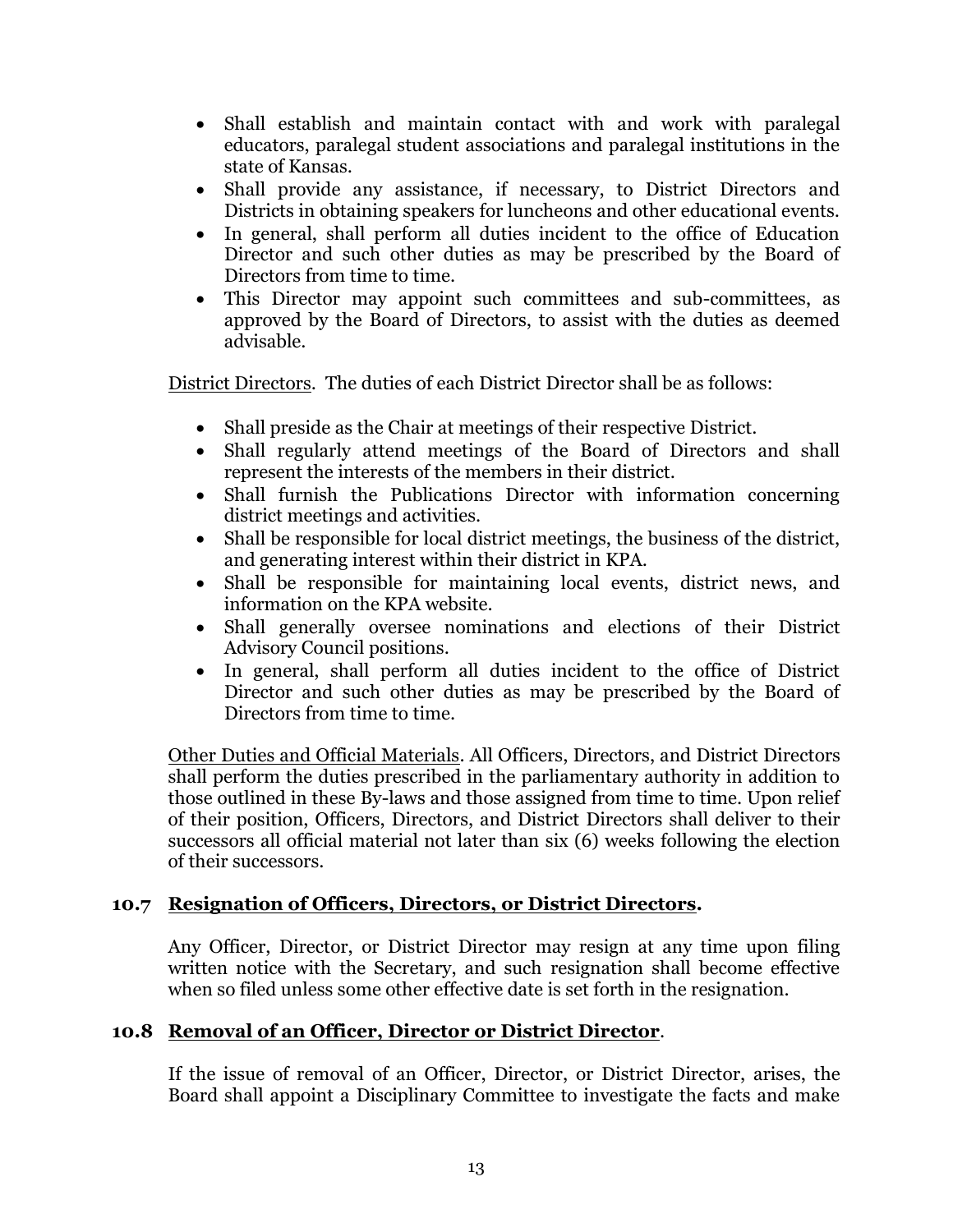- Shall establish and maintain contact with and work with paralegal educators, paralegal student associations and paralegal institutions in the state of Kansas.
- Shall provide any assistance, if necessary, to District Directors and Districts in obtaining speakers for luncheons and other educational events.
- In general, shall perform all duties incident to the office of Education Director and such other duties as may be prescribed by the Board of Directors from time to time.
- This Director may appoint such committees and sub-committees, as approved by the Board of Directors, to assist with the duties as deemed advisable.

<u>District Directors</u>. The duties of each District Director shall be as follows:

- Shall preside as the Chair at meetings of their respective District.
- Shall regularly attend meetings of the Board of Directors and shall represent the interests of the members in their district.
- Shall furnish the Publications Director with information concerning district meetings and activities.
- Shall be responsible for local district meetings, the business of the district, and generating interest within their district in KPA.
- Shall be responsible for maintaining local events, district news, and information on the KPA website.
- Shall generally oversee nominations and elections of their District Advisory Council positions.
- In general, shall perform all duties incident to the office of District Director and such other duties as may be prescribed by the Board of Directors from time to time.

<u>Other Duties and Official Materials</u>. All Officers, Directors, and District Directors shall perform the duties prescribed in the parliamentary authority in addition to those outlined in these By-laws and those assigned from time to time. Upon relief of their position, Officers, Directors, and District Directors shall deliver to their successors all official material not later than six (6) weeks following the election of their successors.

### 10.7 <u>Resignation of Officers, Directors, or District Directors</u>.

Any Officer, Director, or District Director may resign at any time upon filing written notice with the Secretary, and such resignation shall become effective when so filed unless some other effective date is set forth in the resignation.

### 10.8 <u>Removal of an Officer, Director or District Director</u>.

If the issue of removal of an Officer, Director, or District Director, arises, the Board shall appoint a Disciplinary Committee to investigate the facts and make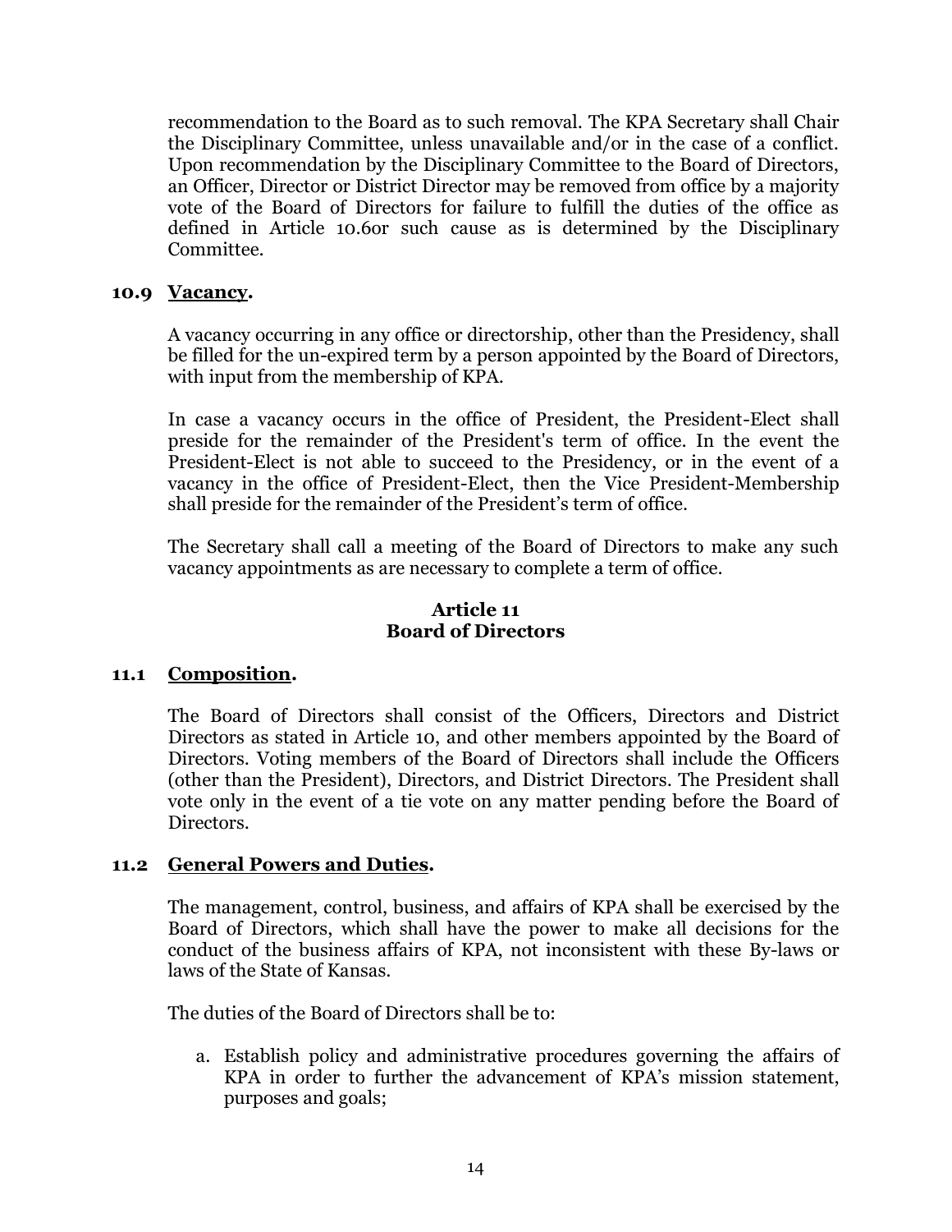recommendation to the Board as to such removal. The KPA Secretary shall Chair the Disciplinary Committee, unless unavailable and/or in the case of a conflict. Upon recommendation by the Disciplinary Committee to the Board of Directors, an Officer, Director or District Director may be removed from office by a majority vote of the Board of Directors for failure to fulfill the duties of the office as defined in Article 10.6or such cause as is determined by the Disciplinary Committee.

### 10.9 Vacancy.

A vacancy occurring in any office or directorship, other than the Presidency, shall be filled for the un-expired term by a person appointed by the Board of Directors, with input from the membership of KPA.

In case a vacancy occurs in the office of President, the President-Elect shall preside for the remainder of the President's term of office. In the event the President-Elect is not able to succeed to the Presidency, or in the event of a vacancy in the office of President-Elect, then the Vice President-Membership shall preside for the remainder of the President's term of office.

The Secretary shall call a meeting of the Board of Directors to make any such vacancy appointments as are necessary to complete a term of office.

## Article 11
## Board of Directors

### 11.1 Composition.

The Board of Directors shall consist of the Officers, Directors and District Directors as stated in Article 10, and other members appointed by the Board of Directors. Voting members of the Board of Directors shall include the Officers (other than the President), Directors, and District Directors. The President shall vote only in the event of a tie vote on any matter pending before the Board of Directors.

### 11.2 General Powers and Duties.

The management, control, business, and affairs of KPA shall be exercised by the Board of Directors, which shall have the power to make all decisions for the conduct of the business affairs of KPA, not inconsistent with these By-laws or laws of the State of Kansas.

The duties of the Board of Directors shall be to:

a. Establish policy and administrative procedures governing the affairs of KPA in order to further the advancement of KPA's mission statement, purposes and goals;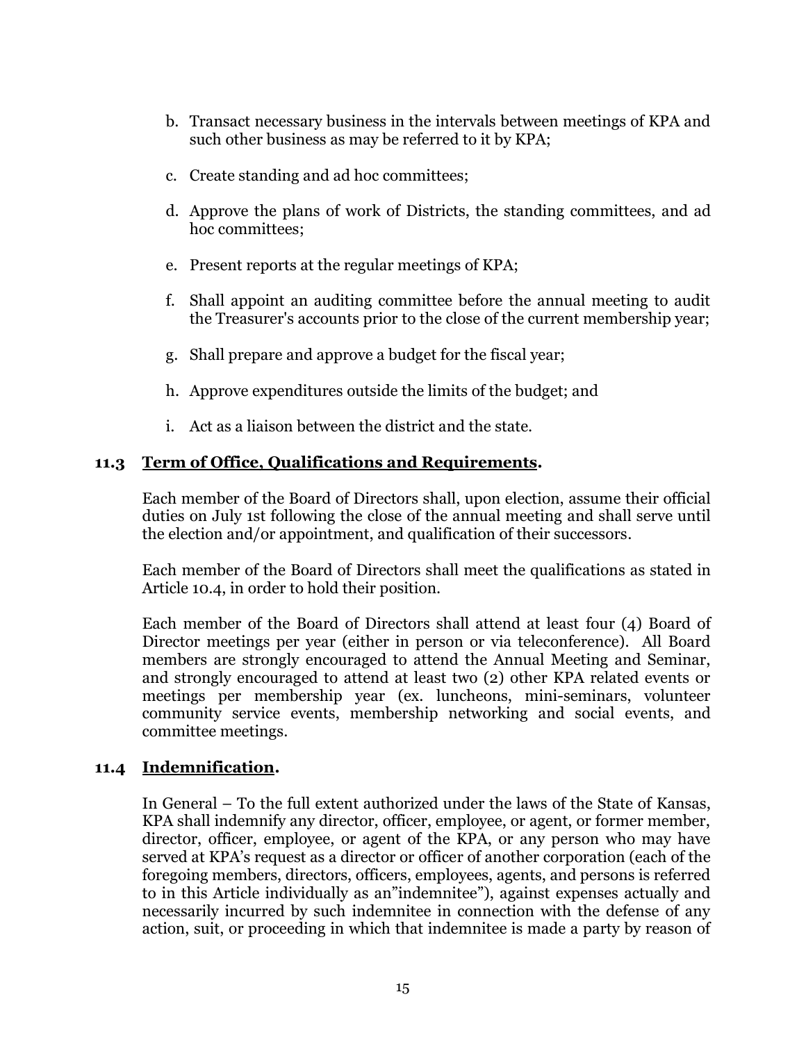b. Transact necessary business in the intervals between meetings of KPA and such other business as may be referred to it by KPA;

c. Create standing and ad hoc committees;

d. Approve the plans of work of Districts, the standing committees, and ad hoc committees;

e. Present reports at the regular meetings of KPA;

f. Shall appoint an auditing committee before the annual meeting to audit the Treasurer's accounts prior to the close of the current membership year;

g. Shall prepare and approve a budget for the fiscal year;

h. Approve expenditures outside the limits of the budget; and

i. Act as a liaison between the district and the state.

### 11.3 <u>Term of Office, Qualifications and Requirements</u>.

Each member of the Board of Directors shall, upon election, assume their official duties on July 1st following the close of the annual meeting and shall serve until the election and/or appointment, and qualification of their successors.

Each member of the Board of Directors shall meet the qualifications as stated in Article 10.4, in order to hold their position.

Each member of the Board of Directors shall attend at least four (4) Board of Director meetings per year (either in person or via teleconference). All Board members are strongly encouraged to attend the Annual Meeting and Seminar, and strongly encouraged to attend at least two (2) other KPA related events or meetings per membership year (ex. luncheons, mini-seminars, volunteer community service events, membership networking and social events, and committee meetings.

### 11.4 <u>Indemnification</u>.

In General – To the full extent authorized under the laws of the State of Kansas, KPA shall indemnify any director, officer, employee, or agent, or former member, director, officer, employee, or agent of the KPA, or any person who may have served at KPA's request as a director or officer of another corporation (each of the foregoing members, directors, officers, employees, agents, and persons is referred to in this Article individually as an"indemnitee"), against expenses actually and necessarily incurred by such indemnitee in connection with the defense of any action, suit, or proceeding in which that indemnitee is made a party by reason of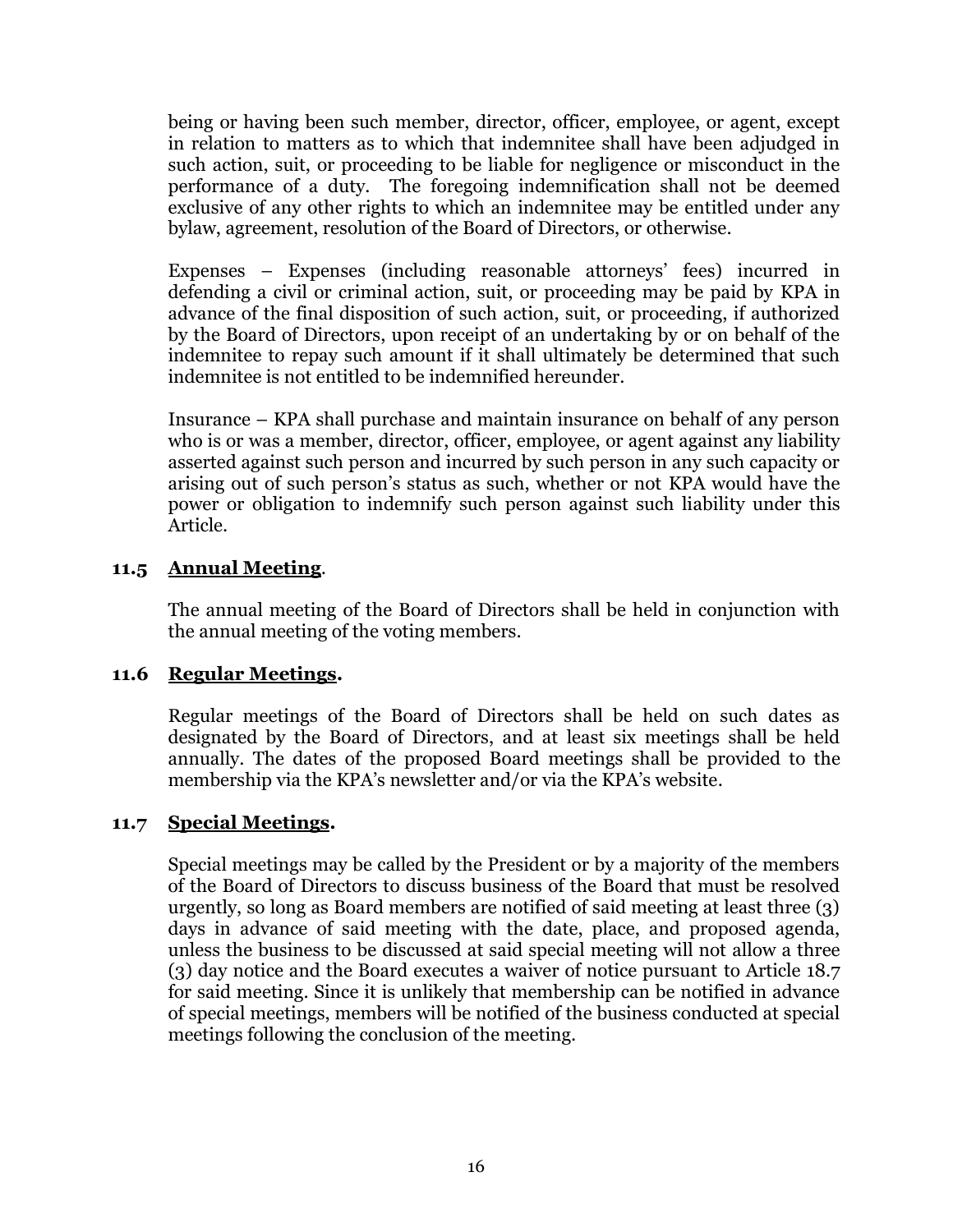being or having been such member, director, officer, employee, or agent, except in relation to matters as to which that indemnitee shall have been adjudged in such action, suit, or proceeding to be liable for negligence or misconduct in the performance of a duty. The foregoing indemnification shall not be deemed exclusive of any other rights to which an indemnitee may be entitled under any bylaw, agreement, resolution of the Board of Directors, or otherwise.

Expenses – Expenses (including reasonable attorneys' fees) incurred in defending a civil or criminal action, suit, or proceeding may be paid by KPA in advance of the final disposition of such action, suit, or proceeding, if authorized by the Board of Directors, upon receipt of an undertaking by or on behalf of the indemnitee to repay such amount if it shall ultimately be determined that such indemnitee is not entitled to be indemnified hereunder.

Insurance – KPA shall purchase and maintain insurance on behalf of any person who is or was a member, director, officer, employee, or agent against any liability asserted against such person and incurred by such person in any such capacity or arising out of such person's status as such, whether or not KPA would have the power or obligation to indemnify such person against such liability under this Article.

**11.5 Annual Meeting.**

The annual meeting of the Board of Directors shall be held in conjunction with the annual meeting of the voting members.

**11.6 Regular Meetings.**

Regular meetings of the Board of Directors shall be held on such dates as designated by the Board of Directors, and at least six meetings shall be held annually. The dates of the proposed Board meetings shall be provided to the membership via the KPA's newsletter and/or via the KPA's website.

**11.7 Special Meetings.**

Special meetings may be called by the President or by a majority of the members of the Board of Directors to discuss business of the Board that must be resolved urgently, so long as Board members are notified of said meeting at least three (3) days in advance of said meeting with the date, place, and proposed agenda, unless the business to be discussed at said special meeting will not allow a three (3) day notice and the Board executes a waiver of notice pursuant to Article 18.7 for said meeting. Since it is unlikely that membership can be notified in advance of special meetings, members will be notified of the business conducted at special meetings following the conclusion of the meeting.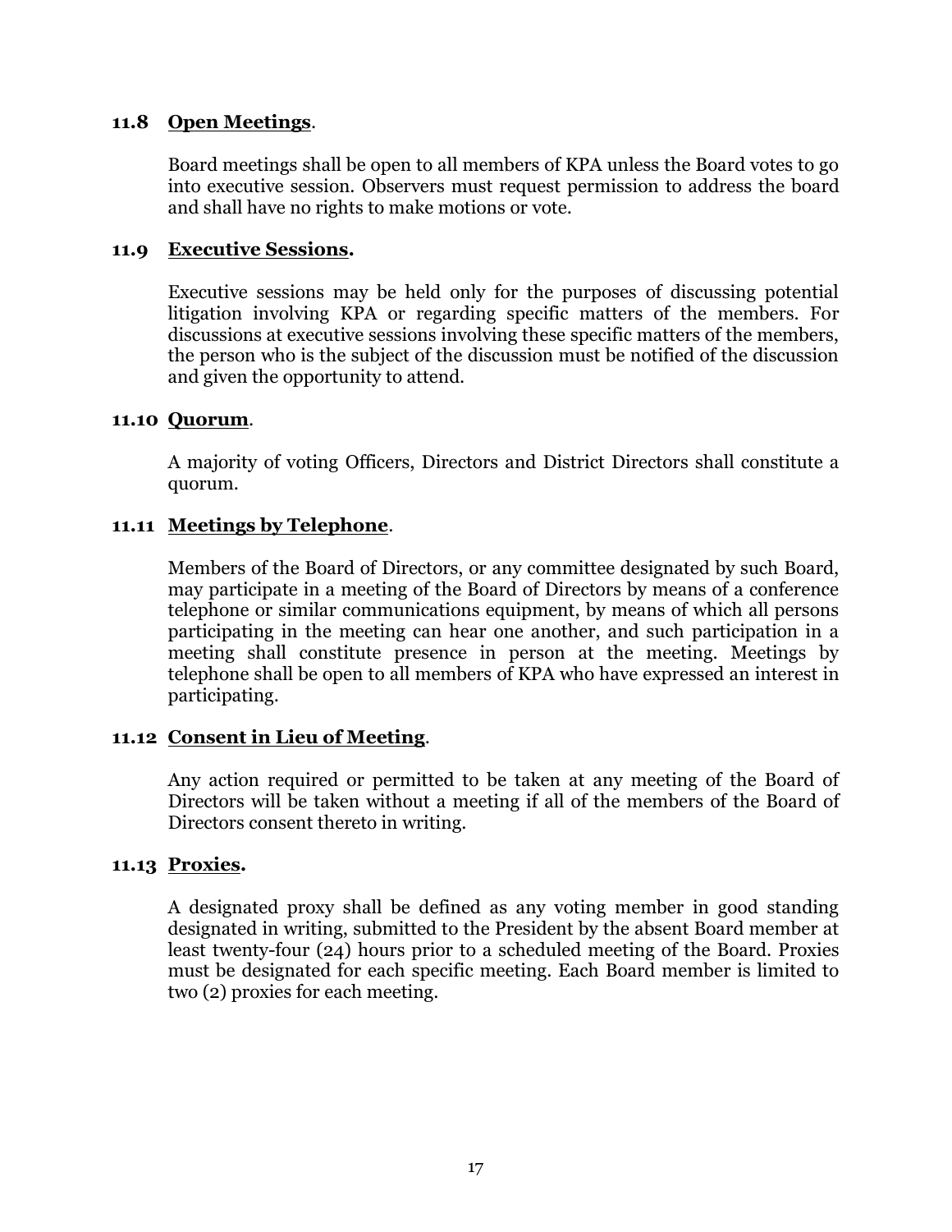### 11.8 <u>Open Meetings</u>.

Board meetings shall be open to all members of KPA unless the Board votes to go into executive session. Observers must request permission to address the board and shall have no rights to make motions or vote.

### 11.9 <u>Executive Sessions</u>.

Executive sessions may be held only for the purposes of discussing potential litigation involving KPA or regarding specific matters of the members. For discussions at executive sessions involving these specific matters of the members, the person who is the subject of the discussion must be notified of the discussion and given the opportunity to attend.

### 11.10 <u>Quorum</u>.

A majority of voting Officers, Directors and District Directors shall constitute a quorum.

### 11.11 <u>Meetings by Telephone</u>.

Members of the Board of Directors, or any committee designated by such Board, may participate in a meeting of the Board of Directors by means of a conference telephone or similar communications equipment, by means of which all persons participating in the meeting can hear one another, and such participation in a meeting shall constitute presence in person at the meeting. Meetings by telephone shall be open to all members of KPA who have expressed an interest in participating.

### 11.12 <u>Consent in Lieu of Meeting</u>.

Any action required or permitted to be taken at any meeting of the Board of Directors will be taken without a meeting if all of the members of the Board of Directors consent thereto in writing.

### 11.13 <u>Proxies</u>.

A designated proxy shall be defined as any voting member in good standing designated in writing, submitted to the President by the absent Board member at least twenty-four (24) hours prior to a scheduled meeting of the Board. Proxies must be designated for each specific meeting. Each Board member is limited to two (2) proxies for each meeting.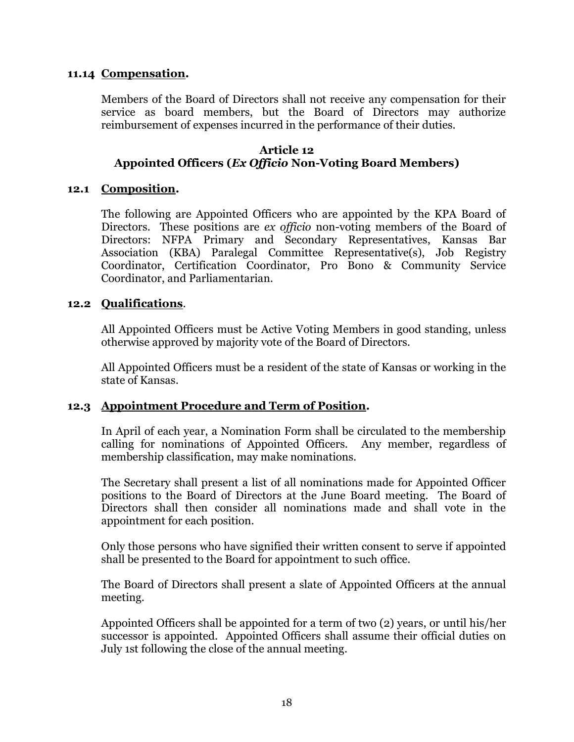### 11.14 <u>Compensation</u>.

Members of the Board of Directors shall not receive any compensation for their service as board members, but the Board of Directors may authorize reimbursement of expenses incurred in the performance of their duties.

## Article 12
## Appointed Officers (*Ex Officio* Non-Voting Board Members)

### 12.1 <u>Composition</u>.

The following are Appointed Officers who are appointed by the KPA Board of Directors. These positions are *ex officio* non-voting members of the Board of Directors: NFPA Primary and Secondary Representatives, Kansas Bar Association (KBA) Paralegal Committee Representative(s), Job Registry Coordinator, Certification Coordinator, Pro Bono & Community Service Coordinator, and Parliamentarian.

### 12.2 <u>Qualifications</u>.

All Appointed Officers must be Active Voting Members in good standing, unless otherwise approved by majority vote of the Board of Directors.

All Appointed Officers must be a resident of the state of Kansas or working in the state of Kansas.

### 12.3 <u>Appointment Procedure and Term of Position</u>.

In April of each year, a Nomination Form shall be circulated to the membership calling for nominations of Appointed Officers. Any member, regardless of membership classification, may make nominations.

The Secretary shall present a list of all nominations made for Appointed Officer positions to the Board of Directors at the June Board meeting. The Board of Directors shall then consider all nominations made and shall vote in the appointment for each position.

Only those persons who have signified their written consent to serve if appointed shall be presented to the Board for appointment to such office.

The Board of Directors shall present a slate of Appointed Officers at the annual meeting.

Appointed Officers shall be appointed for a term of two (2) years, or until his/her successor is appointed. Appointed Officers shall assume their official duties on July 1st following the close of the annual meeting.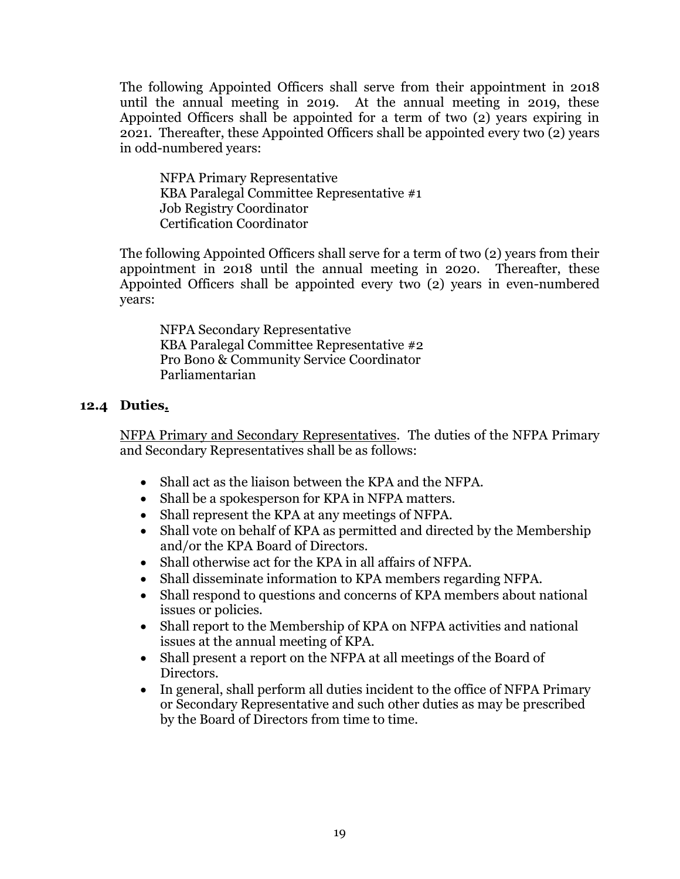The following Appointed Officers shall serve from their appointment in 2018 until the annual meeting in 2019. At the annual meeting in 2019, these Appointed Officers shall be appointed for a term of two (2) years expiring in 2021. Thereafter, these Appointed Officers shall be appointed every two (2) years in odd-numbered years:

NFPA Primary Representative
KBA Paralegal Committee Representative #1
Job Registry Coordinator
Certification Coordinator

The following Appointed Officers shall serve for a term of two (2) years from their appointment in 2018 until the annual meeting in 2020. Thereafter, these Appointed Officers shall be appointed every two (2) years in even-numbered years:

NFPA Secondary Representative
KBA Paralegal Committee Representative #2
Pro Bono & Community Service Coordinator
Parliamentarian

### 12.4 Duties.

NFPA Primary and Secondary Representatives. The duties of the NFPA Primary and Secondary Representatives shall be as follows:

- Shall act as the liaison between the KPA and the NFPA.
- Shall be a spokesperson for KPA in NFPA matters.
- Shall represent the KPA at any meetings of NFPA.
- Shall vote on behalf of KPA as permitted and directed by the Membership and/or the KPA Board of Directors.
- Shall otherwise act for the KPA in all affairs of NFPA.
- Shall disseminate information to KPA members regarding NFPA.
- Shall respond to questions and concerns of KPA members about national issues or policies.
- Shall report to the Membership of KPA on NFPA activities and national issues at the annual meeting of KPA.
- Shall present a report on the NFPA at all meetings of the Board of Directors.
- In general, shall perform all duties incident to the office of NFPA Primary or Secondary Representative and such other duties as may be prescribed by the Board of Directors from time to time.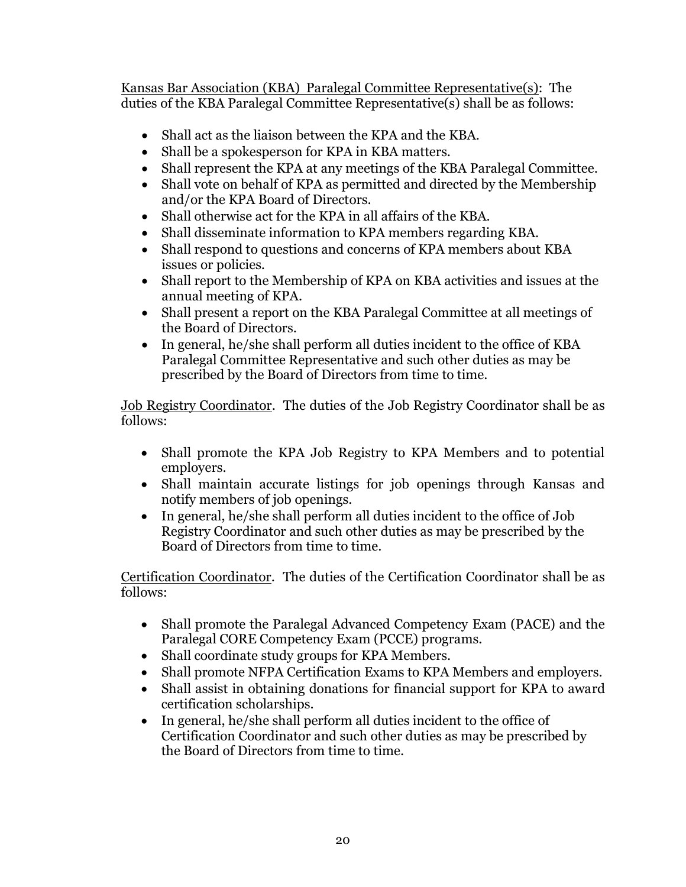<u>Kansas Bar Association (KBA) Paralegal Committee Representative(s)</u>: The duties of the KBA Paralegal Committee Representative(s) shall be as follows:

- Shall act as the liaison between the KPA and the KBA.
- Shall be a spokesperson for KPA in KBA matters.
- Shall represent the KPA at any meetings of the KBA Paralegal Committee.
- Shall vote on behalf of KPA as permitted and directed by the Membership and/or the KPA Board of Directors.
- Shall otherwise act for the KPA in all affairs of the KBA.
- Shall disseminate information to KPA members regarding KBA.
- Shall respond to questions and concerns of KPA members about KBA issues or policies.
- Shall report to the Membership of KPA on KBA activities and issues at the annual meeting of KPA.
- Shall present a report on the KBA Paralegal Committee at all meetings of the Board of Directors.
- In general, he/she shall perform all duties incident to the office of KBA Paralegal Committee Representative and such other duties as may be prescribed by the Board of Directors from time to time.

<u>Job Registry Coordinator</u>. The duties of the Job Registry Coordinator shall be as follows:

- Shall promote the KPA Job Registry to KPA Members and to potential employers.
- Shall maintain accurate listings for job openings through Kansas and notify members of job openings.
- In general, he/she shall perform all duties incident to the office of Job Registry Coordinator and such other duties as may be prescribed by the Board of Directors from time to time.

<u>Certification Coordinator</u>. The duties of the Certification Coordinator shall be as follows:

- Shall promote the Paralegal Advanced Competency Exam (PACE) and the Paralegal CORE Competency Exam (PCCE) programs.
- Shall coordinate study groups for KPA Members.
- Shall promote NFPA Certification Exams to KPA Members and employers.
- Shall assist in obtaining donations for financial support for KPA to award certification scholarships.
- In general, he/she shall perform all duties incident to the office of Certification Coordinator and such other duties as may be prescribed by the Board of Directors from time to time.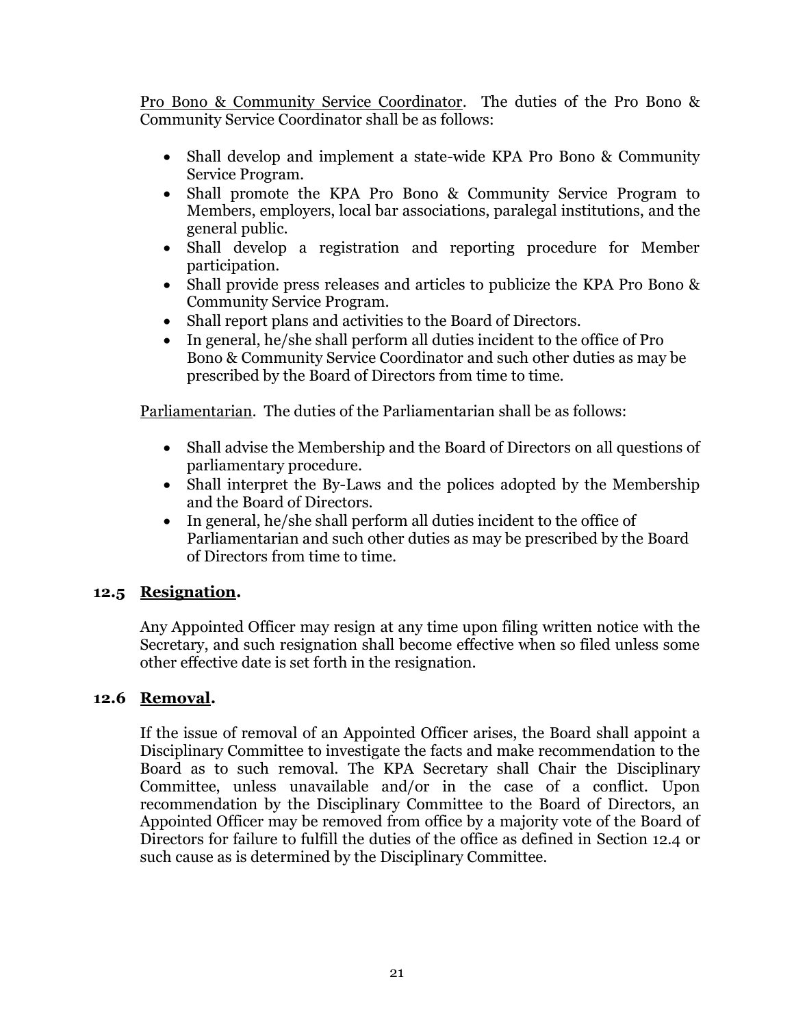<u>Pro Bono & Community Service Coordinator</u>. The duties of the Pro Bono & Community Service Coordinator shall be as follows:

- Shall develop and implement a state-wide KPA Pro Bono & Community Service Program.
- Shall promote the KPA Pro Bono & Community Service Program to Members, employers, local bar associations, paralegal institutions, and the general public.
- Shall develop a registration and reporting procedure for Member participation.
- Shall provide press releases and articles to publicize the KPA Pro Bono & Community Service Program.
- Shall report plans and activities to the Board of Directors.
- In general, he/she shall perform all duties incident to the office of Pro Bono & Community Service Coordinator and such other duties as may be prescribed by the Board of Directors from time to time.

<u>Parliamentarian</u>. The duties of the Parliamentarian shall be as follows:

- Shall advise the Membership and the Board of Directors on all questions of parliamentary procedure.
- Shall interpret the By-Laws and the polices adopted by the Membership and the Board of Directors.
- In general, he/she shall perform all duties incident to the office of Parliamentarian and such other duties as may be prescribed by the Board of Directors from time to time.

### 12.5 **<u>Resignation</u>.**

Any Appointed Officer may resign at any time upon filing written notice with the Secretary, and such resignation shall become effective when so filed unless some other effective date is set forth in the resignation.

### 12.6 **<u>Removal</u>.**

If the issue of removal of an Appointed Officer arises, the Board shall appoint a Disciplinary Committee to investigate the facts and make recommendation to the Board as to such removal. The KPA Secretary shall Chair the Disciplinary Committee, unless unavailable and/or in the case of a conflict. Upon recommendation by the Disciplinary Committee to the Board of Directors, an Appointed Officer may be removed from office by a majority vote of the Board of Directors for failure to fulfill the duties of the office as defined in Section 12.4 or such cause as is determined by the Disciplinary Committee.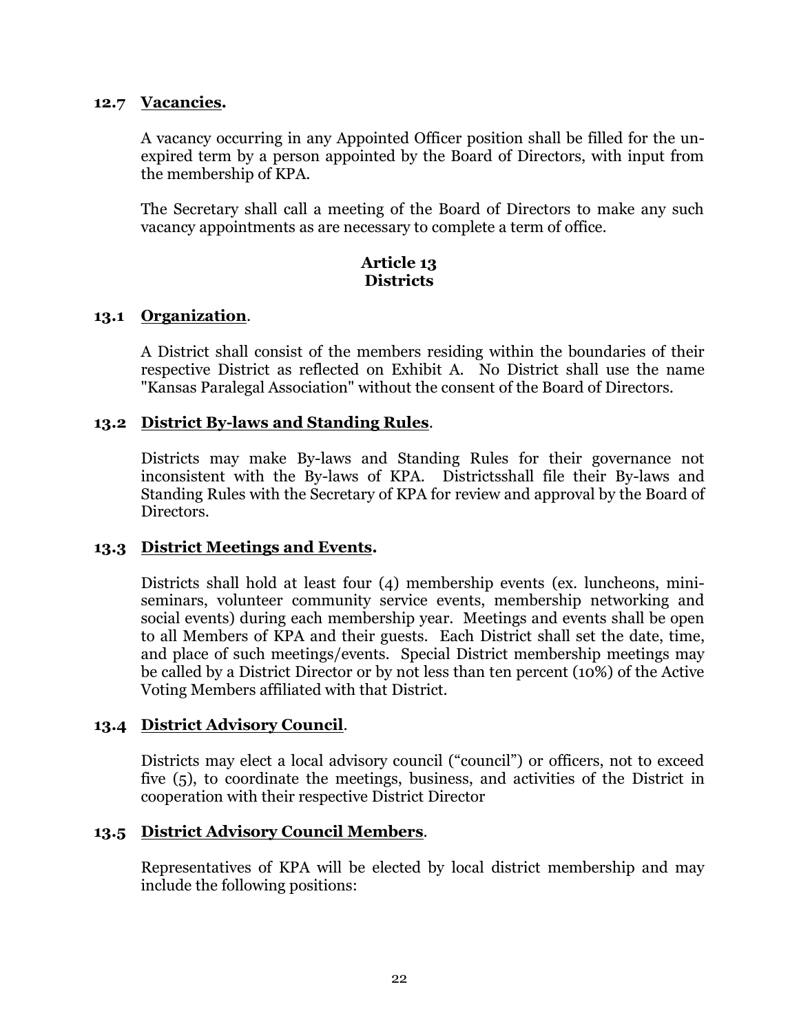### 12.7 **Vacancies.**

A vacancy occurring in any Appointed Officer position shall be filled for the unexpired term by a person appointed by the Board of Directors, with input from the membership of KPA.

The Secretary shall call a meeting of the Board of Directors to make any such vacancy appointments as are necessary to complete a term of office.

## Article 13
## Districts

### 13.1 **Organization**.

A District shall consist of the members residing within the boundaries of their respective District as reflected on Exhibit A. No District shall use the name "Kansas Paralegal Association" without the consent of the Board of Directors.

### 13.2 **District By-laws and Standing Rules**.

Districts may make By-laws and Standing Rules for their governance not inconsistent with the By-laws of KPA. Districtsshall file their By-laws and Standing Rules with the Secretary of KPA for review and approval by the Board of Directors.

### 13.3 **District Meetings and Events.**

Districts shall hold at least four (4) membership events (ex. luncheons, mini-seminars, volunteer community service events, membership networking and social events) during each membership year. Meetings and events shall be open to all Members of KPA and their guests. Each District shall set the date, time, and place of such meetings/events. Special District membership meetings may be called by a District Director or by not less than ten percent (10%) of the Active Voting Members affiliated with that District.

### 13.4 **District Advisory Council**.

Districts may elect a local advisory council ("council") or officers, not to exceed five (5), to coordinate the meetings, business, and activities of the District in cooperation with their respective District Director

### 13.5 **District Advisory Council Members**.

Representatives of KPA will be elected by local district membership and may include the following positions: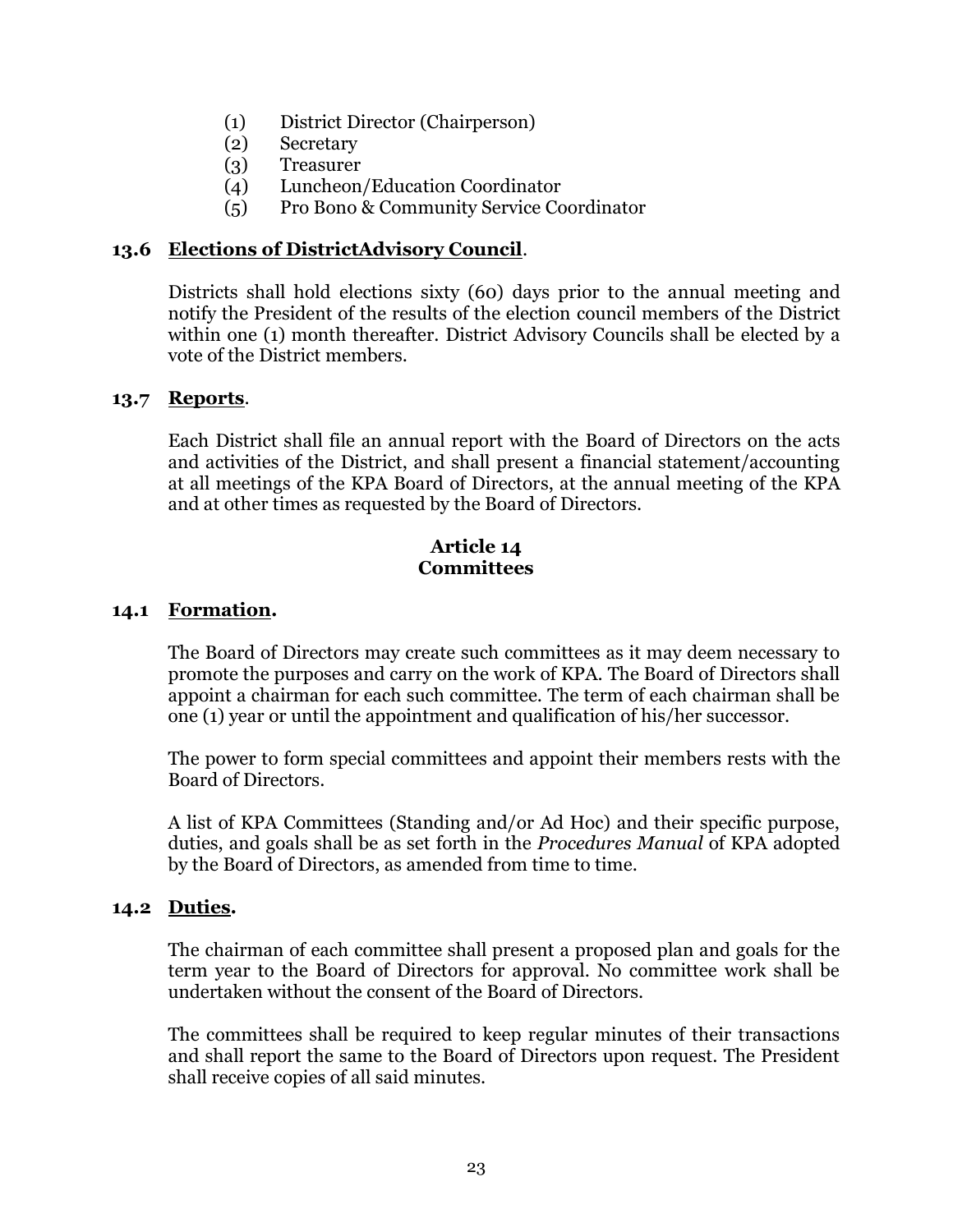(1) District Director (Chairperson)
(2) Secretary
(3) Treasurer
(4) Luncheon/Education Coordinator
(5) Pro Bono & Community Service Coordinator

**13.6 Elections of DistrictAdvisory Council**.

Districts shall hold elections sixty (60) days prior to the annual meeting and notify the President of the results of the election council members of the District within one (1) month thereafter. District Advisory Councils shall be elected by a vote of the District members.

**13.7 Reports**.

Each District shall file an annual report with the Board of Directors on the acts and activities of the District, and shall present a financial statement/accounting at all meetings of the KPA Board of Directors, at the annual meeting of the KPA and at other times as requested by the Board of Directors.

## Article 14
## Committees

**14.1 Formation.**

The Board of Directors may create such committees as it may deem necessary to promote the purposes and carry on the work of KPA. The Board of Directors shall appoint a chairman for each such committee. The term of each chairman shall be one (1) year or until the appointment and qualification of his/her successor.

The power to form special committees and appoint their members rests with the Board of Directors.

A list of KPA Committees (Standing and/or Ad Hoc) and their specific purpose, duties, and goals shall be as set forth in the *Procedures Manual* of KPA adopted by the Board of Directors, as amended from time to time.

**14.2 Duties.**

The chairman of each committee shall present a proposed plan and goals for the term year to the Board of Directors for approval. No committee work shall be undertaken without the consent of the Board of Directors.

The committees shall be required to keep regular minutes of their transactions and shall report the same to the Board of Directors upon request. The President shall receive copies of all said minutes.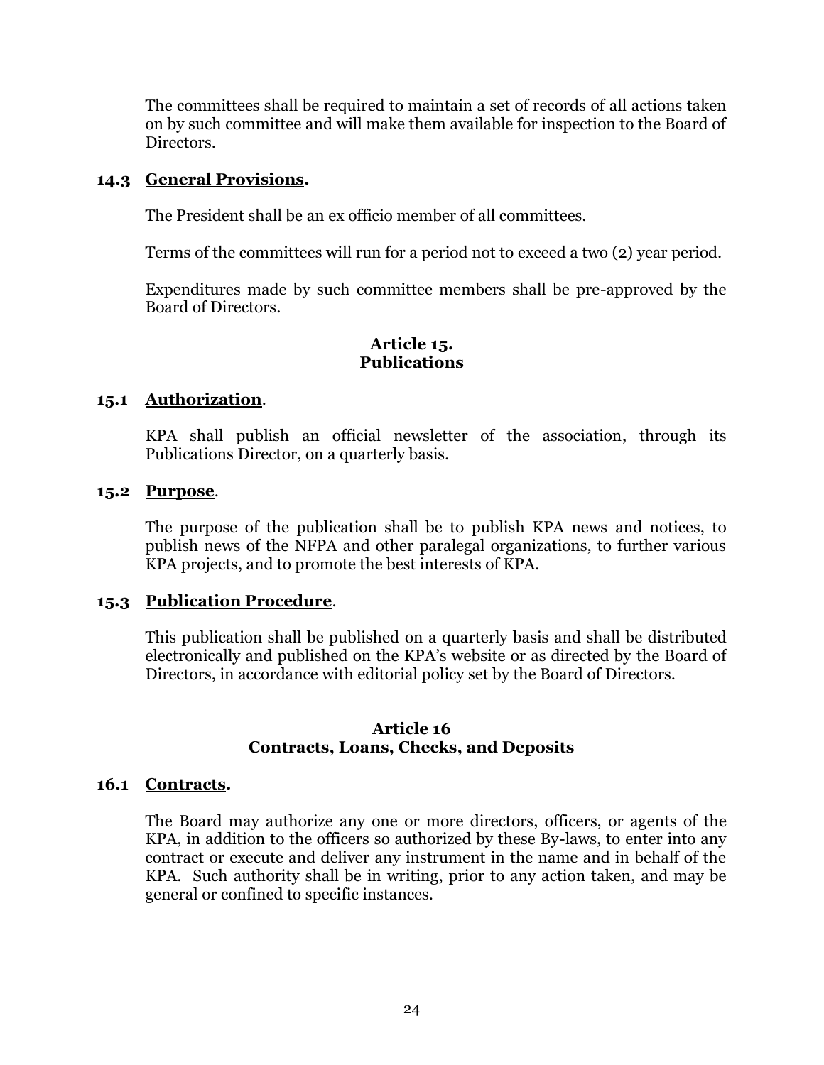The committees shall be required to maintain a set of records of all actions taken on by such committee and will make them available for inspection to the Board of Directors.

### 14.3 General Provisions.

The President shall be an ex officio member of all committees.

Terms of the committees will run for a period not to exceed a two (2) year period.

Expenditures made by such committee members shall be pre-approved by the Board of Directors.

## Article 15.
## Publications

### 15.1 Authorization.

KPA shall publish an official newsletter of the association, through its Publications Director, on a quarterly basis.

### 15.2 Purpose.

The purpose of the publication shall be to publish KPA news and notices, to publish news of the NFPA and other paralegal organizations, to further various KPA projects, and to promote the best interests of KPA.

### 15.3 Publication Procedure.

This publication shall be published on a quarterly basis and shall be distributed electronically and published on the KPA's website or as directed by the Board of Directors, in accordance with editorial policy set by the Board of Directors.

## Article 16
## Contracts, Loans, Checks, and Deposits

### 16.1 Contracts.

The Board may authorize any one or more directors, officers, or agents of the KPA, in addition to the officers so authorized by these By-laws, to enter into any contract or execute and deliver any instrument in the name and in behalf of the KPA. Such authority shall be in writing, prior to any action taken, and may be general or confined to specific instances.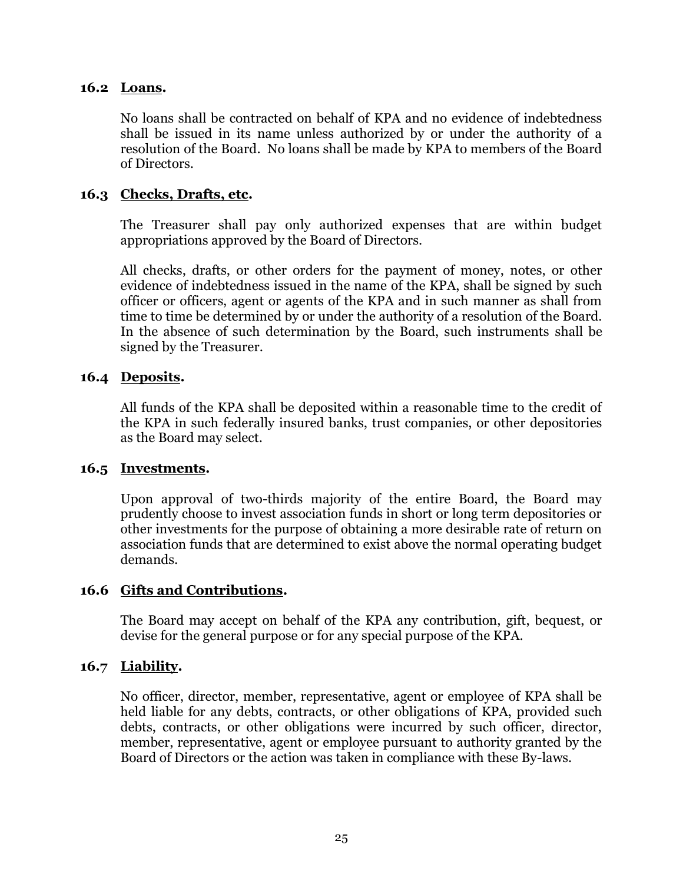### 16.2 Loans.

No loans shall be contracted on behalf of KPA and no evidence of indebtedness shall be issued in its name unless authorized by or under the authority of a resolution of the Board. No loans shall be made by KPA to members of the Board of Directors.

### 16.3 Checks, Drafts, etc.

The Treasurer shall pay only authorized expenses that are within budget appropriations approved by the Board of Directors.

All checks, drafts, or other orders for the payment of money, notes, or other evidence of indebtedness issued in the name of the KPA, shall be signed by such officer or officers, agent or agents of the KPA and in such manner as shall from time to time be determined by or under the authority of a resolution of the Board. In the absence of such determination by the Board, such instruments shall be signed by the Treasurer.

### 16.4 Deposits.

All funds of the KPA shall be deposited within a reasonable time to the credit of the KPA in such federally insured banks, trust companies, or other depositories as the Board may select.

### 16.5 Investments.

Upon approval of two-thirds majority of the entire Board, the Board may prudently choose to invest association funds in short or long term depositories or other investments for the purpose of obtaining a more desirable rate of return on association funds that are determined to exist above the normal operating budget demands.

### 16.6 Gifts and Contributions.

The Board may accept on behalf of the KPA any contribution, gift, bequest, or devise for the general purpose or for any special purpose of the KPA.

### 16.7 Liability.

No officer, director, member, representative, agent or employee of KPA shall be held liable for any debts, contracts, or other obligations of KPA, provided such debts, contracts, or other obligations were incurred by such officer, director, member, representative, agent or employee pursuant to authority granted by the Board of Directors or the action was taken in compliance with these By-laws.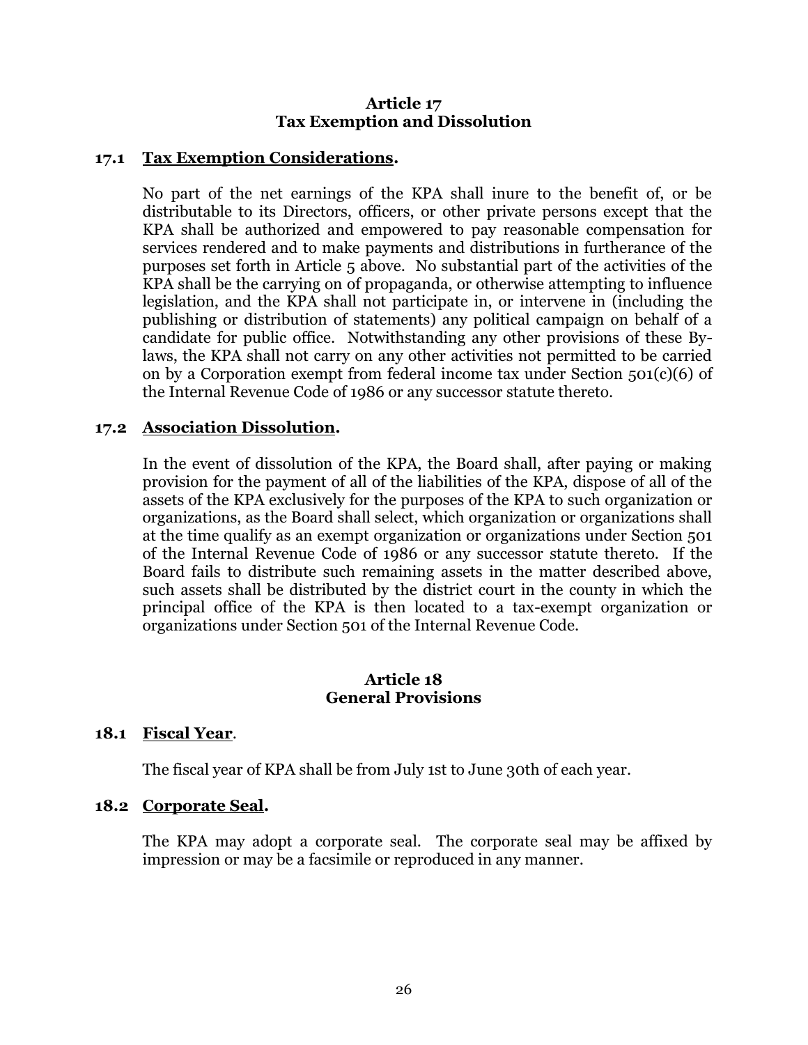## Article 17
## Tax Exemption and Dissolution

### 17.1 <u>Tax Exemption Considerations</u>.

No part of the net earnings of the KPA shall inure to the benefit of, or be distributable to its Directors, officers, or other private persons except that the KPA shall be authorized and empowered to pay reasonable compensation for services rendered and to make payments and distributions in furtherance of the purposes set forth in Article 5 above. No substantial part of the activities of the KPA shall be the carrying on of propaganda, or otherwise attempting to influence legislation, and the KPA shall not participate in, or intervene in (including the publishing or distribution of statements) any political campaign on behalf of a candidate for public office. Notwithstanding any other provisions of these By-laws, the KPA shall not carry on any other activities not permitted to be carried on by a Corporation exempt from federal income tax under Section 501(c)(6) of the Internal Revenue Code of 1986 or any successor statute thereto.

### 17.2 <u>Association Dissolution</u>.

In the event of dissolution of the KPA, the Board shall, after paying or making provision for the payment of all of the liabilities of the KPA, dispose of all of the assets of the KPA exclusively for the purposes of the KPA to such organization or organizations, as the Board shall select, which organization or organizations shall at the time qualify as an exempt organization or organizations under Section 501 of the Internal Revenue Code of 1986 or any successor statute thereto. If the Board fails to distribute such remaining assets in the matter described above, such assets shall be distributed by the district court in the county in which the principal office of the KPA is then located to a tax-exempt organization or organizations under Section 501 of the Internal Revenue Code.

## Article 18
## General Provisions

### 18.1 <u>Fiscal Year</u>.

The fiscal year of KPA shall be from July 1st to June 30th of each year.

### 18.2 <u>Corporate Seal</u>.

The KPA may adopt a corporate seal. The corporate seal may be affixed by impression or may be a facsimile or reproduced in any manner.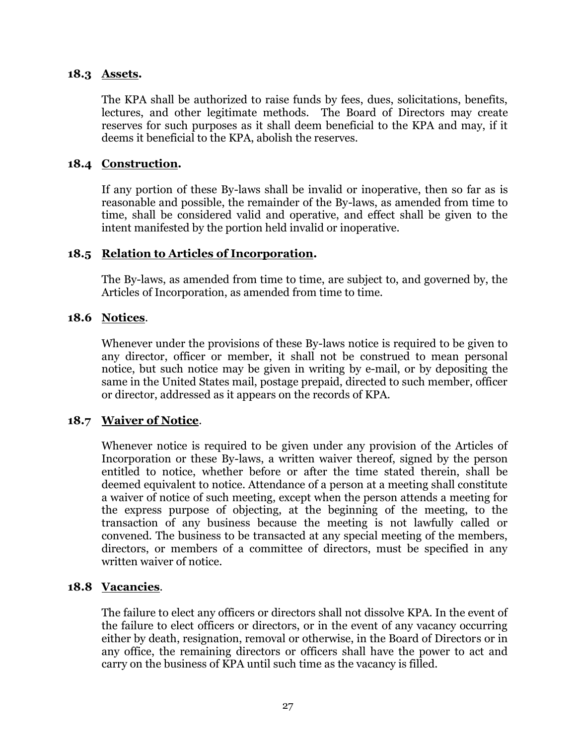### 18.3 **Assets.**

The KPA shall be authorized to raise funds by fees, dues, solicitations, benefits, lectures, and other legitimate methods. The Board of Directors may create reserves for such purposes as it shall deem beneficial to the KPA and may, if it deems it beneficial to the KPA, abolish the reserves.

### 18.4 **Construction.**

If any portion of these By-laws shall be invalid or inoperative, then so far as is reasonable and possible, the remainder of the By-laws, as amended from time to time, shall be considered valid and operative, and effect shall be given to the intent manifested by the portion held invalid or inoperative.

### 18.5 **Relation to Articles of Incorporation.**

The By-laws, as amended from time to time, are subject to, and governed by, the Articles of Incorporation, as amended from time to time.

### 18.6 **Notices.**

Whenever under the provisions of these By-laws notice is required to be given to any director, officer or member, it shall not be construed to mean personal notice, but such notice may be given in writing by e-mail, or by depositing the same in the United States mail, postage prepaid, directed to such member, officer or director, addressed as it appears on the records of KPA.

### 18.7 **Waiver of Notice.**

Whenever notice is required to be given under any provision of the Articles of Incorporation or these By-laws, a written waiver thereof, signed by the person entitled to notice, whether before or after the time stated therein, shall be deemed equivalent to notice. Attendance of a person at a meeting shall constitute a waiver of notice of such meeting, except when the person attends a meeting for the express purpose of objecting, at the beginning of the meeting, to the transaction of any business because the meeting is not lawfully called or convened. The business to be transacted at any special meeting of the members, directors, or members of a committee of directors, must be specified in any written waiver of notice.

### 18.8 **Vacancies.**

The failure to elect any officers or directors shall not dissolve KPA. In the event of the failure to elect officers or directors, or in the event of any vacancy occurring either by death, resignation, removal or otherwise, in the Board of Directors or in any office, the remaining directors or officers shall have the power to act and carry on the business of KPA until such time as the vacancy is filled.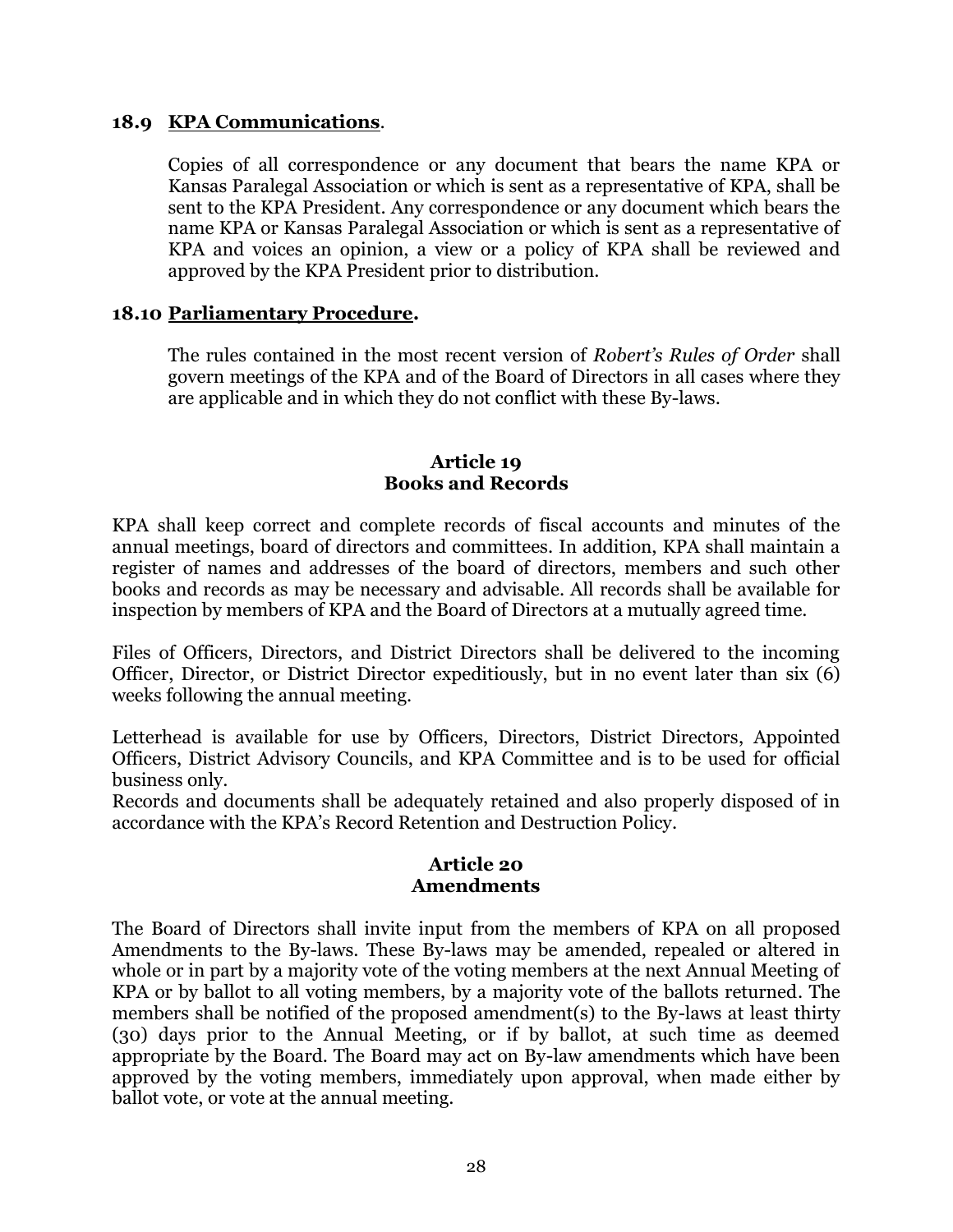### 18.9 **KPA Communications**.

Copies of all correspondence or any document that bears the name KPA or Kansas Paralegal Association or which is sent as a representative of KPA, shall be sent to the KPA President. Any correspondence or any document which bears the name KPA or Kansas Paralegal Association or which is sent as a representative of KPA and voices an opinion, a view or a policy of KPA shall be reviewed and approved by the KPA President prior to distribution.

### 18.10 **Parliamentary Procedure.**

The rules contained in the most recent version of *Robert's Rules of Order* shall govern meetings of the KPA and of the Board of Directors in all cases where they are applicable and in which they do not conflict with these By-laws.

## Article 19
## Books and Records

KPA shall keep correct and complete records of fiscal accounts and minutes of the annual meetings, board of directors and committees. In addition, KPA shall maintain a register of names and addresses of the board of directors, members and such other books and records as may be necessary and advisable. All records shall be available for inspection by members of KPA and the Board of Directors at a mutually agreed time.

Files of Officers, Directors, and District Directors shall be delivered to the incoming Officer, Director, or District Director expeditiously, but in no event later than six (6) weeks following the annual meeting.

Letterhead is available for use by Officers, Directors, District Directors, Appointed Officers, District Advisory Councils, and KPA Committee and is to be used for official business only.
Records and documents shall be adequately retained and also properly disposed of in accordance with the KPA's Record Retention and Destruction Policy.

## Article 20
## Amendments

The Board of Directors shall invite input from the members of KPA on all proposed Amendments to the By-laws. These By-laws may be amended, repealed or altered in whole or in part by a majority vote of the voting members at the next Annual Meeting of KPA or by ballot to all voting members, by a majority vote of the ballots returned. The members shall be notified of the proposed amendment(s) to the By-laws at least thirty (30) days prior to the Annual Meeting, or if by ballot, at such time as deemed appropriate by the Board. The Board may act on By-law amendments which have been approved by the voting members, immediately upon approval, when made either by ballot vote, or vote at the annual meeting.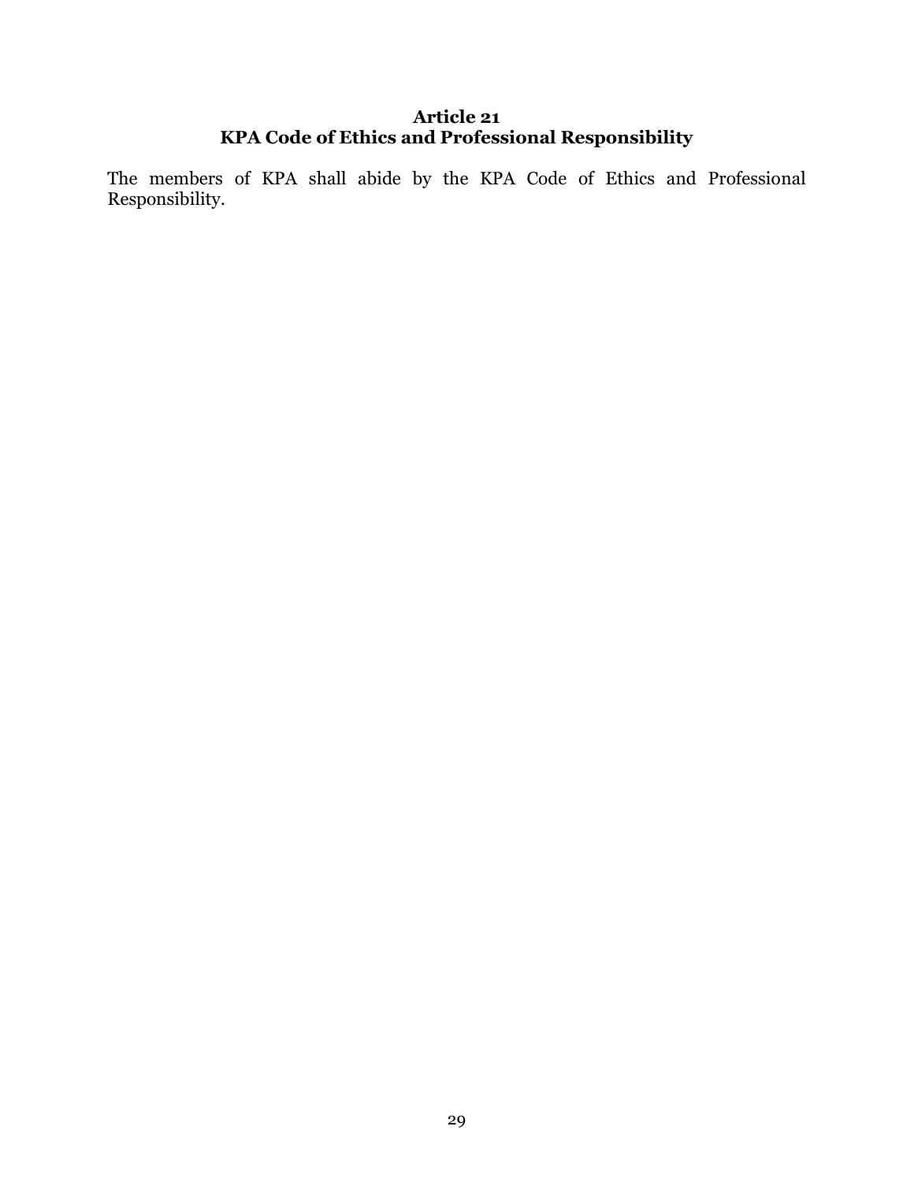## Article 21
## KPA Code of Ethics and Professional Responsibility

The members of KPA shall abide by the KPA Code of Ethics and Professional Responsibility.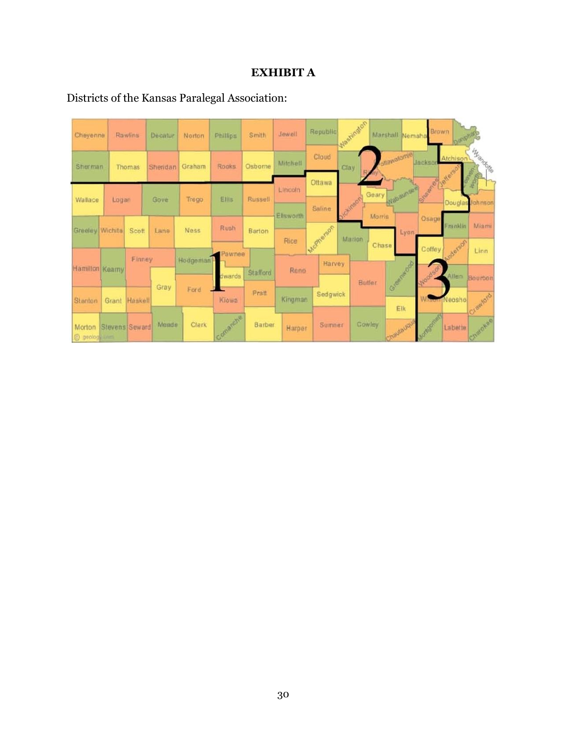# EXHIBIT A

Districts of the Kansas Paralegal Association: